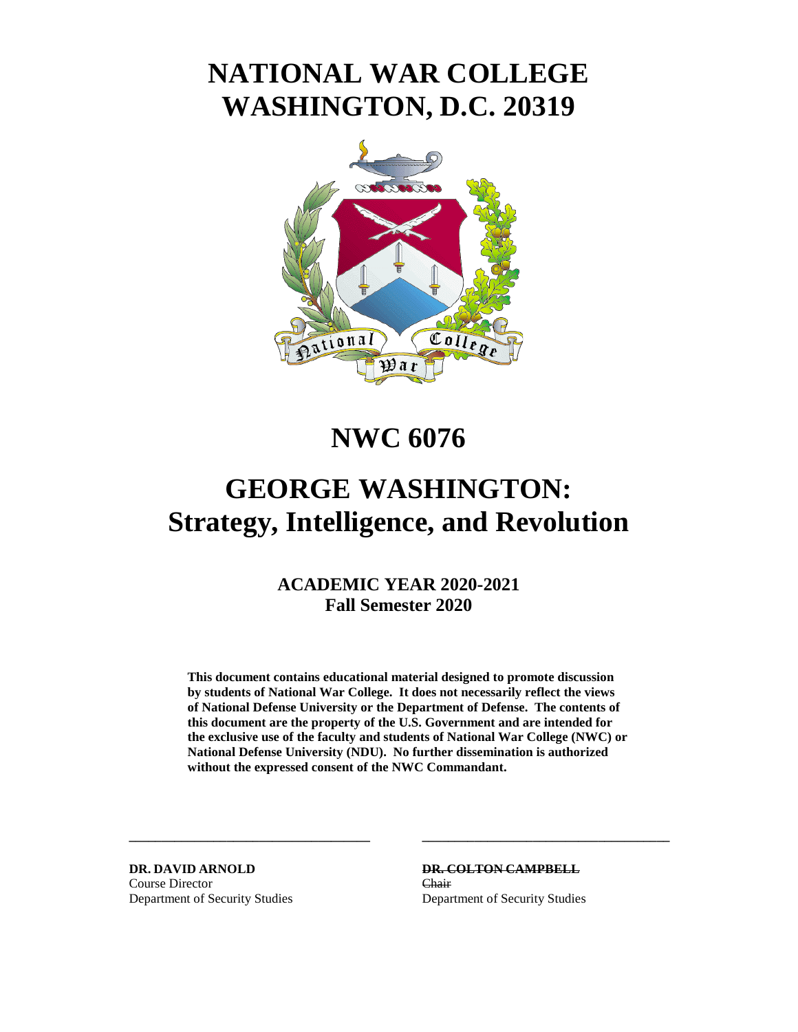# NATIONAL WAR COLLEGE
# WASHINGTON, D.C. 20319

# NWC 6076

# GEORGE WASHINGTON: Strategy, Intelligence, and Revolution

**ACADEMIC YEAR 2020-2021**
**Fall Semester 2020**

**This document contains educational material designed to promote discussion by students of National War College. It does not necessarily reflect the views of National Defense University or the Department of Defense. The contents of this document are the property of the U.S. Government and are intended for the exclusive use of the faculty and students of National War College (NWC) or National Defense University (NDU). No further dissemination is authorized without the expressed consent of the NWC Commandant.**

**DR. DAVID ARNOLD**
Course Director
Department of Security Studies

~~**DR. COLTON CAMPBELL**~~
~~Chair~~
Department of Security Studies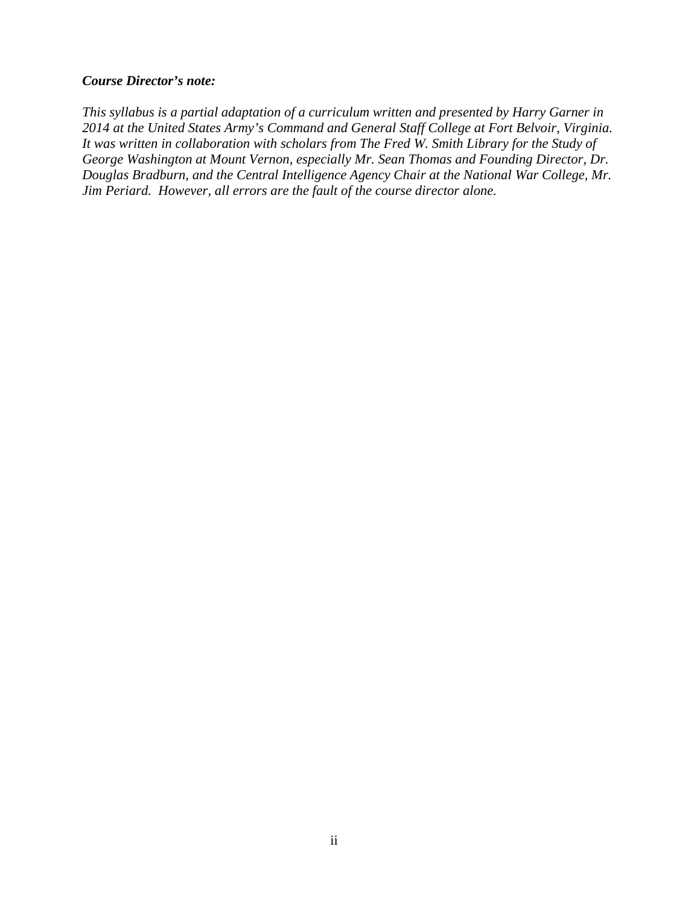***Course Director's note:***

*This syllabus is a partial adaptation of a curriculum written and presented by Harry Garner in 2014 at the United States Army's Command and General Staff College at Fort Belvoir, Virginia. It was written in collaboration with scholars from The Fred W. Smith Library for the Study of George Washington at Mount Vernon, especially Mr. Sean Thomas and Founding Director, Dr. Douglas Bradburn, and the Central Intelligence Agency Chair at the National War College, Mr. Jim Periard. However, all errors are the fault of the course director alone.*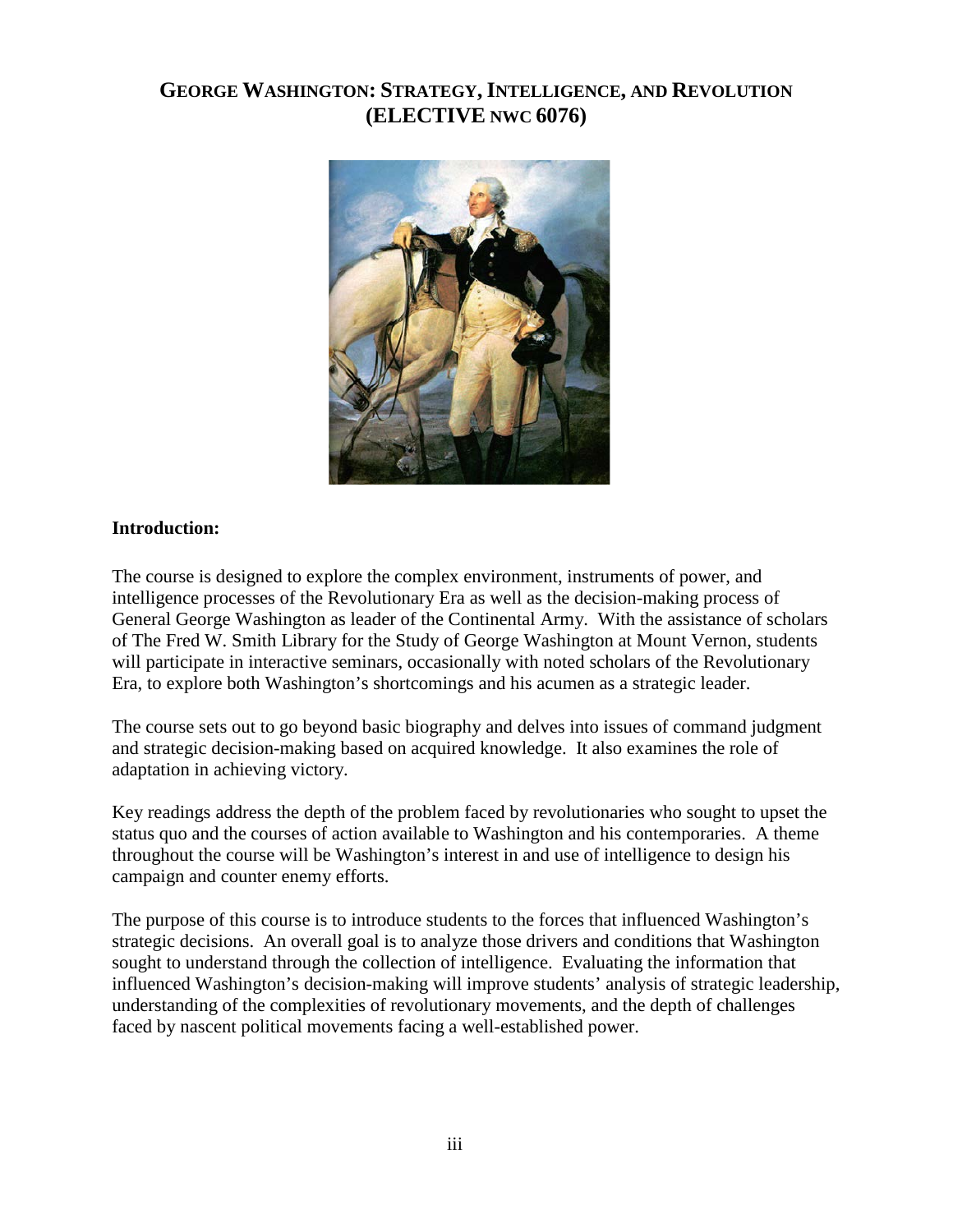# GEORGE WASHINGTON: STRATEGY, INTELLIGENCE, AND REVOLUTION (ELECTIVE NWC 6076)

**Introduction:**

The course is designed to explore the complex environment, instruments of power, and intelligence processes of the Revolutionary Era as well as the decision-making process of General George Washington as leader of the Continental Army. With the assistance of scholars of The Fred W. Smith Library for the Study of George Washington at Mount Vernon, students will participate in interactive seminars, occasionally with noted scholars of the Revolutionary Era, to explore both Washington's shortcomings and his acumen as a strategic leader.

The course sets out to go beyond basic biography and delves into issues of command judgment and strategic decision-making based on acquired knowledge. It also examines the role of adaptation in achieving victory.

Key readings address the depth of the problem faced by revolutionaries who sought to upset the status quo and the courses of action available to Washington and his contemporaries. A theme throughout the course will be Washington's interest in and use of intelligence to design his campaign and counter enemy efforts.

The purpose of this course is to introduce students to the forces that influenced Washington's strategic decisions. An overall goal is to analyze those drivers and conditions that Washington sought to understand through the collection of intelligence. Evaluating the information that influenced Washington's decision-making will improve students' analysis of strategic leadership, understanding of the complexities of revolutionary movements, and the depth of challenges faced by nascent political movements facing a well-established power.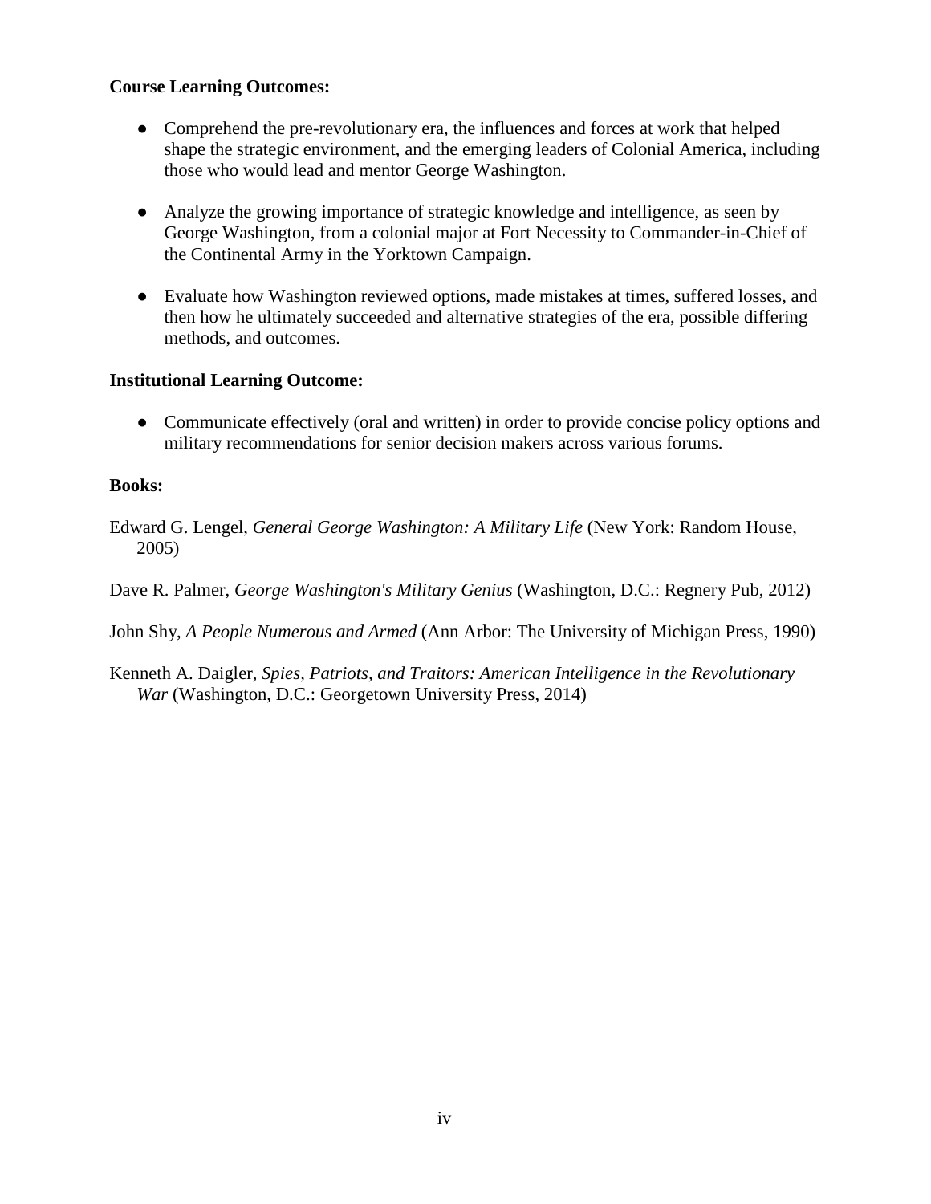**Course Learning Outcomes:**

- Comprehend the pre-revolutionary era, the influences and forces at work that helped shape the strategic environment, and the emerging leaders of Colonial America, including those who would lead and mentor George Washington.

- Analyze the growing importance of strategic knowledge and intelligence, as seen by George Washington, from a colonial major at Fort Necessity to Commander-in-Chief of the Continental Army in the Yorktown Campaign.

- Evaluate how Washington reviewed options, made mistakes at times, suffered losses, and then how he ultimately succeeded and alternative strategies of the era, possible differing methods, and outcomes.

**Institutional Learning Outcome:**

- Communicate effectively (oral and written) in order to provide concise policy options and military recommendations for senior decision makers across various forums.

**Books:**

Edward G. Lengel, *General George Washington: A Military Life* (New York: Random House, 2005)

Dave R. Palmer, *George Washington's Military Genius* (Washington, D.C.: Regnery Pub, 2012)

John Shy, *A People Numerous and Armed* (Ann Arbor: The University of Michigan Press, 1990)

Kenneth A. Daigler, *Spies, Patriots, and Traitors: American Intelligence in the Revolutionary War* (Washington, D.C.: Georgetown University Press, 2014)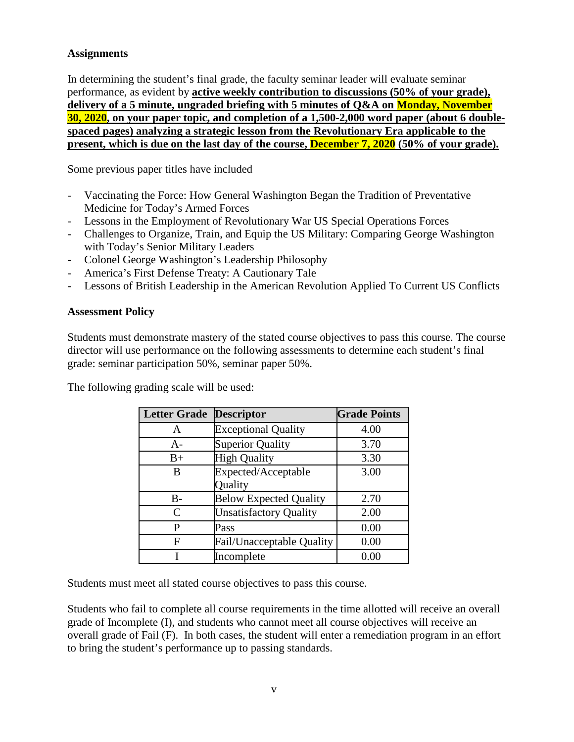### Assignments

In determining the student's final grade, the faculty seminar leader will evaluate seminar performance, as evident by **active weekly contribution to discussions (50% of your grade), delivery of a 5 minute, ungraded briefing with 5 minutes of Q&A on Monday, November 30, 2020, on your paper topic, and completion of a 1,500-2,000 word paper (about 6 double-spaced pages) analyzing a strategic lesson from the Revolutionary Era applicable to the present, which is due on the last day of the course, December 7, 2020 (50% of your grade).**

Some previous paper titles have included

- Vaccinating the Force: How General Washington Began the Tradition of Preventative Medicine for Today's Armed Forces
- Lessons in the Employment of Revolutionary War US Special Operations Forces
- Challenges to Organize, Train, and Equip the US Military: Comparing George Washington with Today's Senior Military Leaders
- Colonel George Washington's Leadership Philosophy
- America's First Defense Treaty: A Cautionary Tale
- Lessons of British Leadership in the American Revolution Applied To Current US Conflicts

### Assessment Policy

Students must demonstrate mastery of the stated course objectives to pass this course. The course director will use performance on the following assessments to determine each student's final grade: seminar participation 50%, seminar paper 50%.

The following grading scale will be used:

| Letter Grade | Descriptor | Grade Points |
|---|---|---|
| A | Exceptional Quality | 4.00 |
| A- | Superior Quality | 3.70 |
| B+ | High Quality | 3.30 |
| B | Expected/Acceptable Quality | 3.00 |
| B- | Below Expected Quality | 2.70 |
| C | Unsatisfactory Quality | 2.00 |
| P | Pass | 0.00 |
| F | Fail/Unacceptable Quality | 0.00 |
| I | Incomplete | 0.00 |

Students must meet all stated course objectives to pass this course.

Students who fail to complete all course requirements in the time allotted will receive an overall grade of Incomplete (I), and students who cannot meet all course objectives will receive an overall grade of Fail (F). In both cases, the student will enter a remediation program in an effort to bring the student's performance up to passing standards.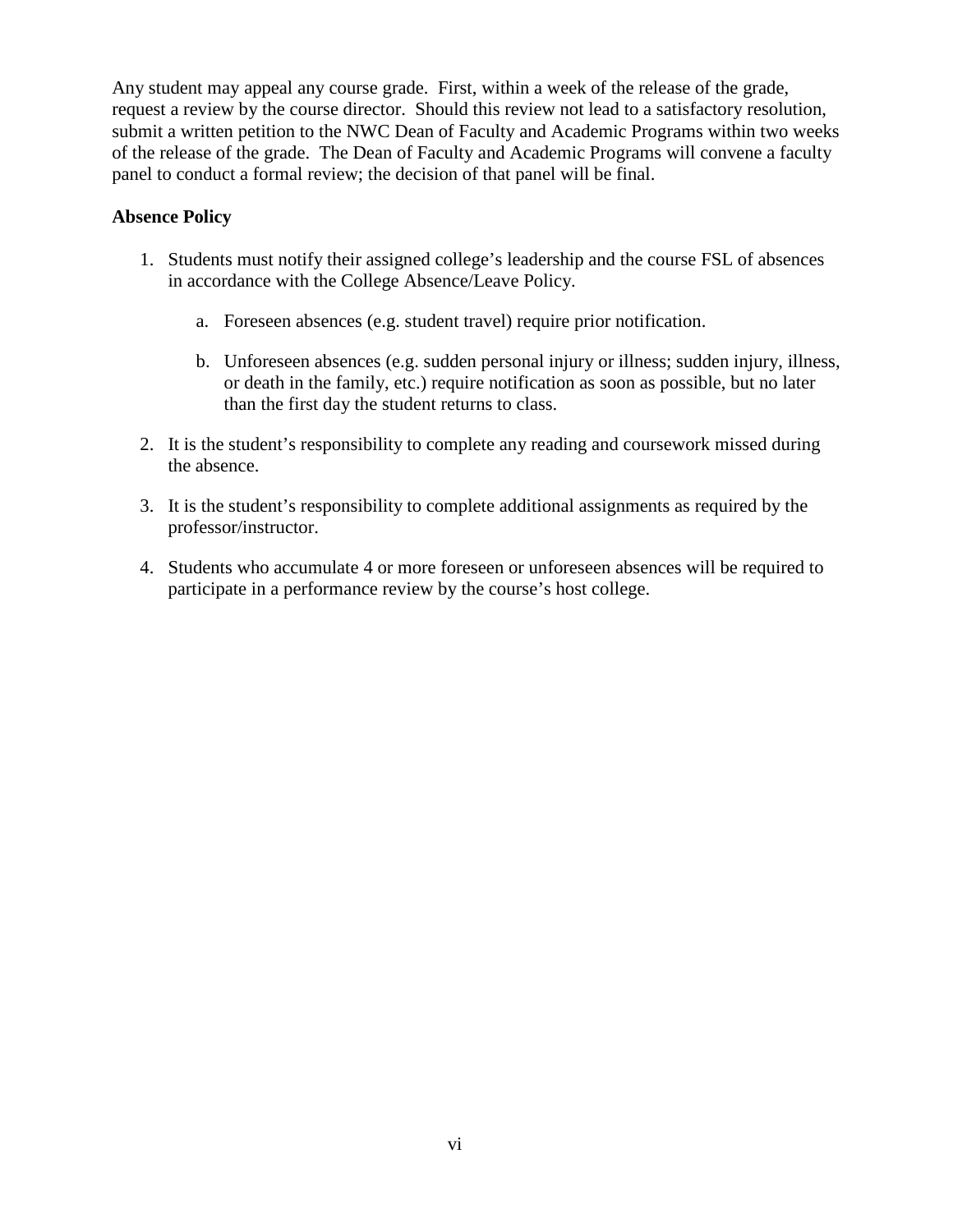Any student may appeal any course grade. First, within a week of the release of the grade, request a review by the course director. Should this review not lead to a satisfactory resolution, submit a written petition to the NWC Dean of Faculty and Academic Programs within two weeks of the release of the grade. The Dean of Faculty and Academic Programs will convene a faculty panel to conduct a formal review; the decision of that panel will be final.

**Absence Policy**

1. Students must notify their assigned college's leadership and the course FSL of absences in accordance with the College Absence/Leave Policy.

    a. Foreseen absences (e.g. student travel) require prior notification.

    b. Unforeseen absences (e.g. sudden personal injury or illness; sudden injury, illness, or death in the family, etc.) require notification as soon as possible, but no later than the first day the student returns to class.

2. It is the student's responsibility to complete any reading and coursework missed during the absence.

3. It is the student's responsibility to complete additional assignments as required by the professor/instructor.

4. Students who accumulate 4 or more foreseen or unforeseen absences will be required to participate in a performance review by the course's host college.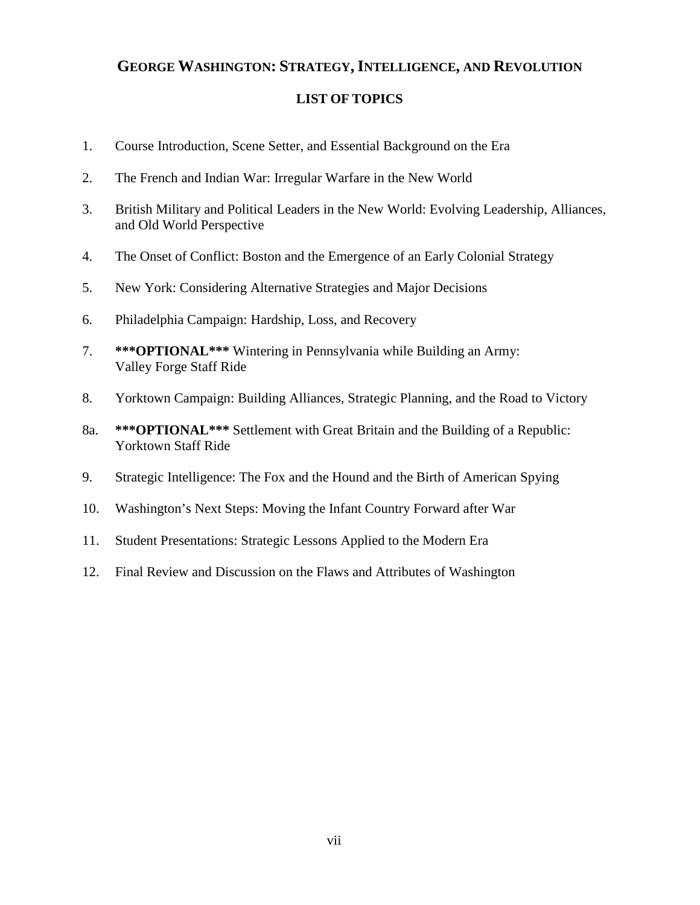# GEORGE WASHINGTON: STRATEGY, INTELLIGENCE, AND REVOLUTION

## LIST OF TOPICS

1. Course Introduction, Scene Setter, and Essential Background on the Era

2. The French and Indian War: Irregular Warfare in the New World

3. British Military and Political Leaders in the New World: Evolving Leadership, Alliances, and Old World Perspective

4. The Onset of Conflict: Boston and the Emergence of an Early Colonial Strategy

5. New York: Considering Alternative Strategies and Major Decisions

6. Philadelphia Campaign: Hardship, Loss, and Recovery

7. **\*\*\*OPTIONAL\*\*\*** Wintering in Pennsylvania while Building an Army: Valley Forge Staff Ride

8. Yorktown Campaign: Building Alliances, Strategic Planning, and the Road to Victory

8a. **\*\*\*OPTIONAL\*\*\*** Settlement with Great Britain and the Building of a Republic: Yorktown Staff Ride

9. Strategic Intelligence: The Fox and the Hound and the Birth of American Spying

10. Washington's Next Steps: Moving the Infant Country Forward after War

11. Student Presentations: Strategic Lessons Applied to the Modern Era

12. Final Review and Discussion on the Flaws and Attributes of Washington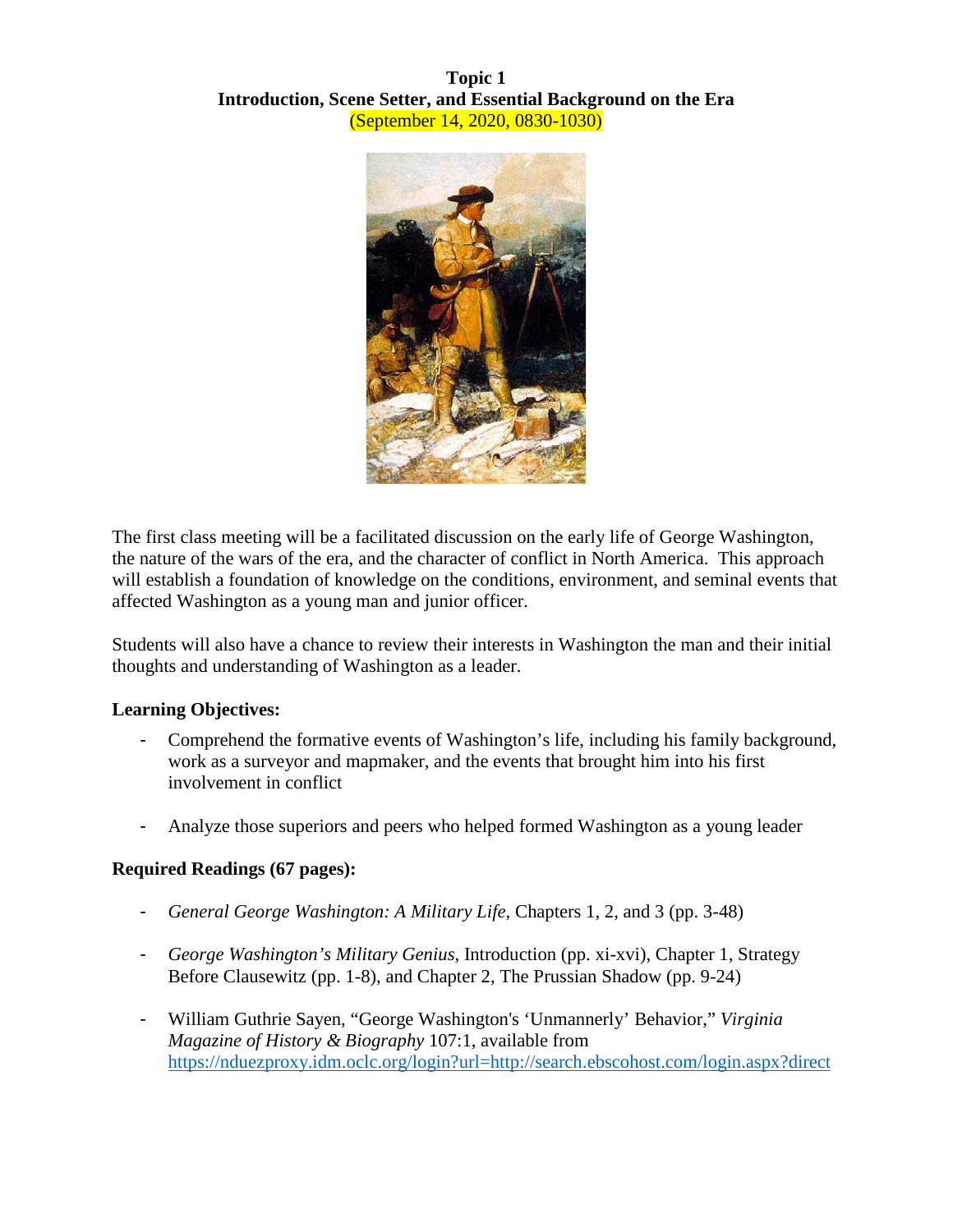**Topic 1**
**Introduction, Scene Setter, and Essential Background on the Era**
(September 14, 2020, 0830-1030)

The first class meeting will be a facilitated discussion on the early life of George Washington, the nature of the wars of the era, and the character of conflict in North America. This approach will establish a foundation of knowledge on the conditions, environment, and seminal events that affected Washington as a young man and junior officer.

Students will also have a chance to review their interests in Washington the man and their initial thoughts and understanding of Washington as a leader.

**Learning Objectives:**

- Comprehend the formative events of Washington's life, including his family background, work as a surveyor and mapmaker, and the events that brought him into his first involvement in conflict

- Analyze those superiors and peers who helped formed Washington as a young leader

**Required Readings (67 pages):**

- *General George Washington: A Military Life*, Chapters 1, 2, and 3 (pp. 3-48)

- *George Washington's Military Genius*, Introduction (pp. xi-xvi), Chapter 1, Strategy Before Clausewitz (pp. 1-8), and Chapter 2, The Prussian Shadow (pp. 9-24)

- William Guthrie Sayen, "George Washington's 'Unmannerly' Behavior," *Virginia Magazine of History & Biography* 107:1, available from https://nduezproxy.idm.oclc.org/login?url=http://search.ebscohost.com/login.aspx?direct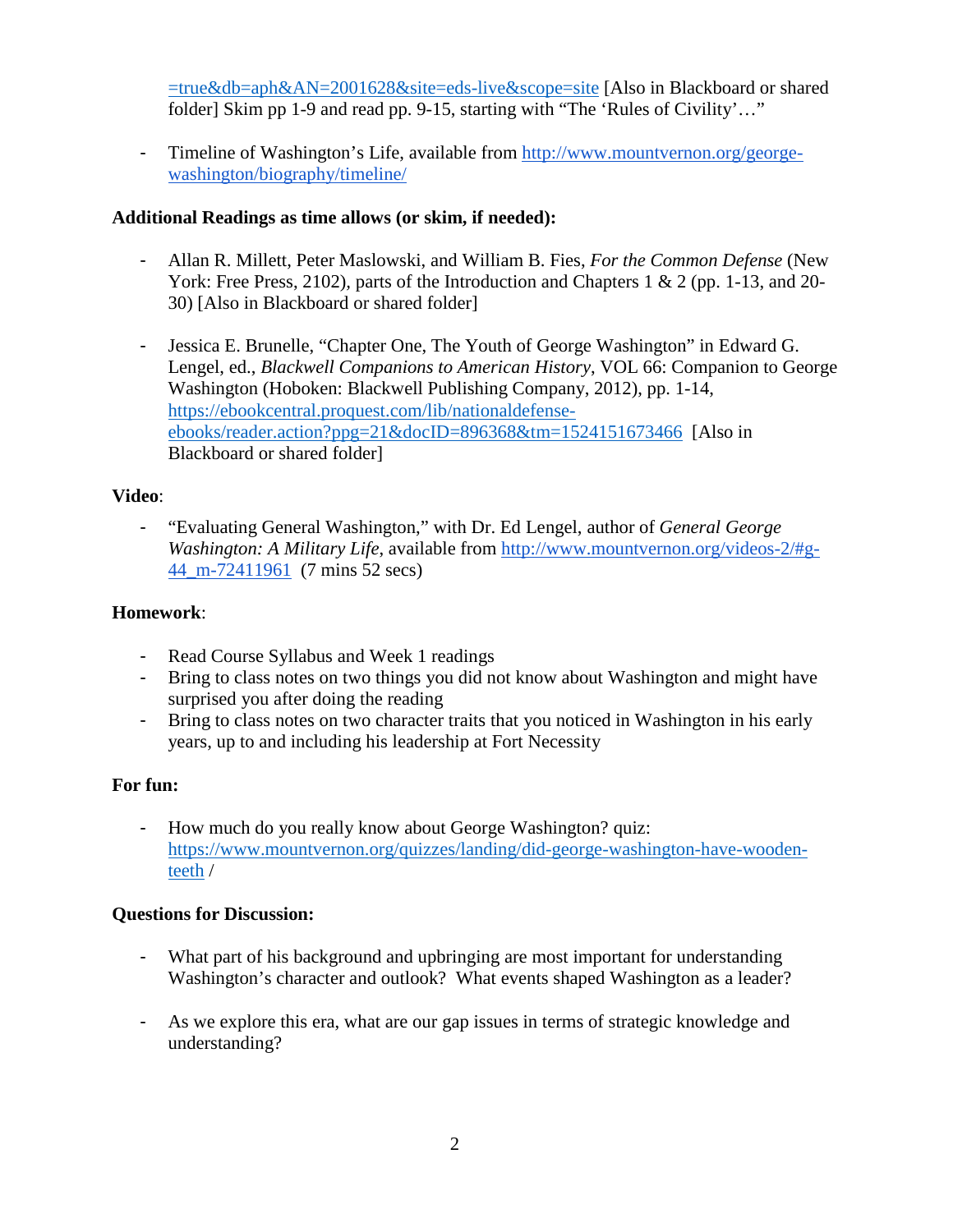=true&db=aph&AN=2001628&site=eds-live&scope=site [Also in Blackboard or shared folder] Skim pp 1-9 and read pp. 9-15, starting with "The 'Rules of Civility'…"

- Timeline of Washington's Life, available from http://www.mountvernon.org/george-washington/biography/timeline/

**Additional Readings as time allows (or skim, if needed):**

- Allan R. Millett, Peter Maslowski, and William B. Fies, *For the Common Defense* (New York: Free Press, 2102), parts of the Introduction and Chapters 1 & 2 (pp. 1-13, and 20-30) [Also in Blackboard or shared folder]

- Jessica E. Brunelle, "Chapter One, The Youth of George Washington" in Edward G. Lengel, ed., *Blackwell Companions to American History*, VOL 66: Companion to George Washington (Hoboken: Blackwell Publishing Company, 2012), pp. 1-14, https://ebookcentral.proquest.com/lib/nationaldefense-ebooks/reader.action?ppg=21&docID=896368&tm=1524151673466 [Also in Blackboard or shared folder]

**Video**:

- "Evaluating General Washington," with Dr. Ed Lengel, author of *General George Washington: A Military Life*, available from http://www.mountvernon.org/videos-2/#g-44_m-72411961 (7 mins 52 secs)

**Homework**:

- Read Course Syllabus and Week 1 readings
- Bring to class notes on two things you did not know about Washington and might have surprised you after doing the reading
- Bring to class notes on two character traits that you noticed in Washington in his early years, up to and including his leadership at Fort Necessity

**For fun:**

- How much do you really know about George Washington? quiz: https://www.mountvernon.org/quizzes/landing/did-george-washington-have-wooden-teeth /

**Questions for Discussion:**

- What part of his background and upbringing are most important for understanding Washington's character and outlook? What events shaped Washington as a leader?

- As we explore this era, what are our gap issues in terms of strategic knowledge and understanding?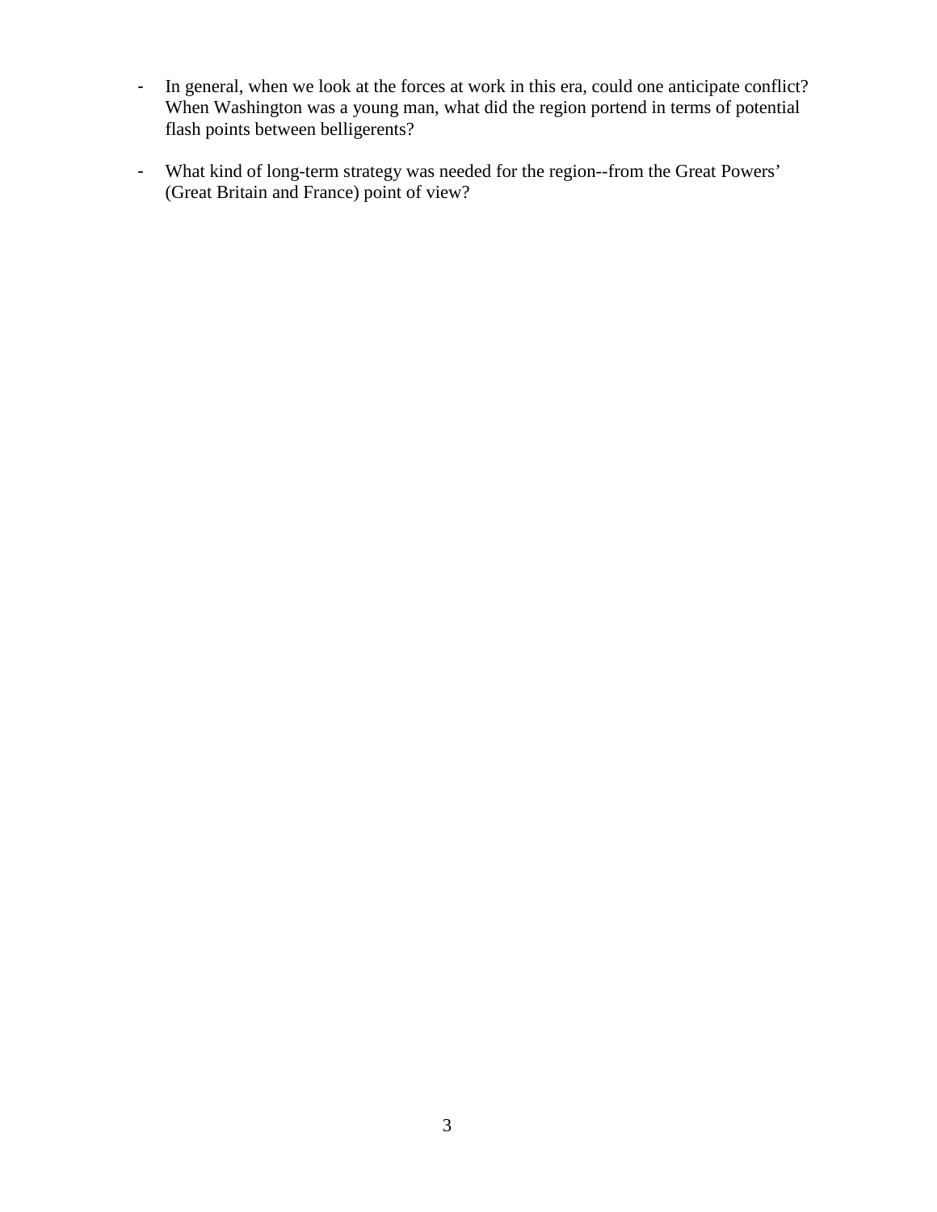- In general, when we look at the forces at work in this era, could one anticipate conflict? When Washington was a young man, what did the region portend in terms of potential flash points between belligerents?

- What kind of long-term strategy was needed for the region--from the Great Powers' (Great Britain and France) point of view?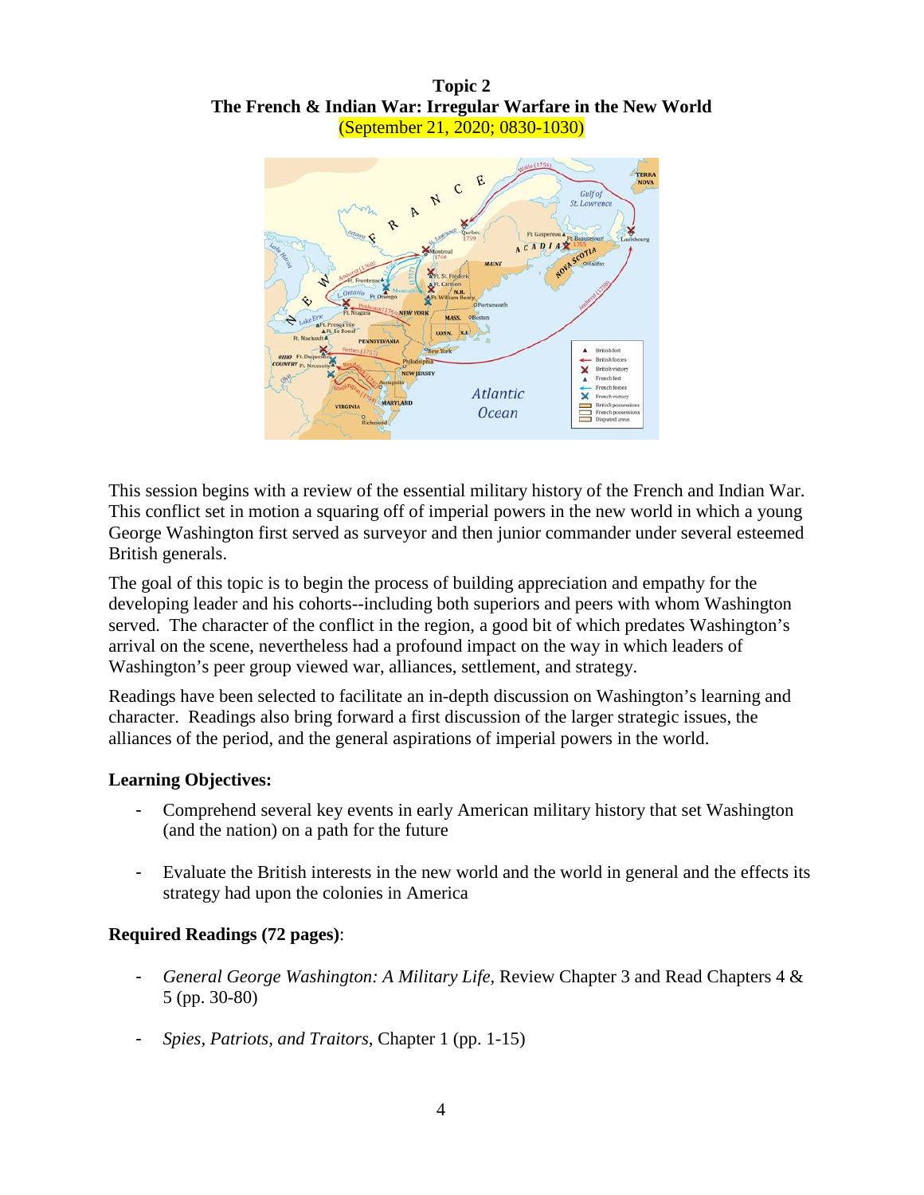**Topic 2**
**The French & Indian War: Irregular Warfare in the New World**
(September 21, 2020; 0830-1030)

This session begins with a review of the essential military history of the French and Indian War. This conflict set in motion a squaring off of imperial powers in the new world in which a young George Washington first served as surveyor and then junior commander under several esteemed British generals.

The goal of this topic is to begin the process of building appreciation and empathy for the developing leader and his cohorts--including both superiors and peers with whom Washington served. The character of the conflict in the region, a good bit of which predates Washington's arrival on the scene, nevertheless had a profound impact on the way in which leaders of Washington's peer group viewed war, alliances, settlement, and strategy.

Readings have been selected to facilitate an in-depth discussion on Washington's learning and character. Readings also bring forward a first discussion of the larger strategic issues, the alliances of the period, and the general aspirations of imperial powers in the world.

**Learning Objectives:**

- Comprehend several key events in early American military history that set Washington (and the nation) on a path for the future

- Evaluate the British interests in the new world and the world in general and the effects its strategy had upon the colonies in America

**Required Readings (72 pages)**:

- *General George Washington: A Military Life*, Review Chapter 3 and Read Chapters 4 & 5 (pp. 30-80)

- *Spies, Patriots, and Traitors*, Chapter 1 (pp. 1-15)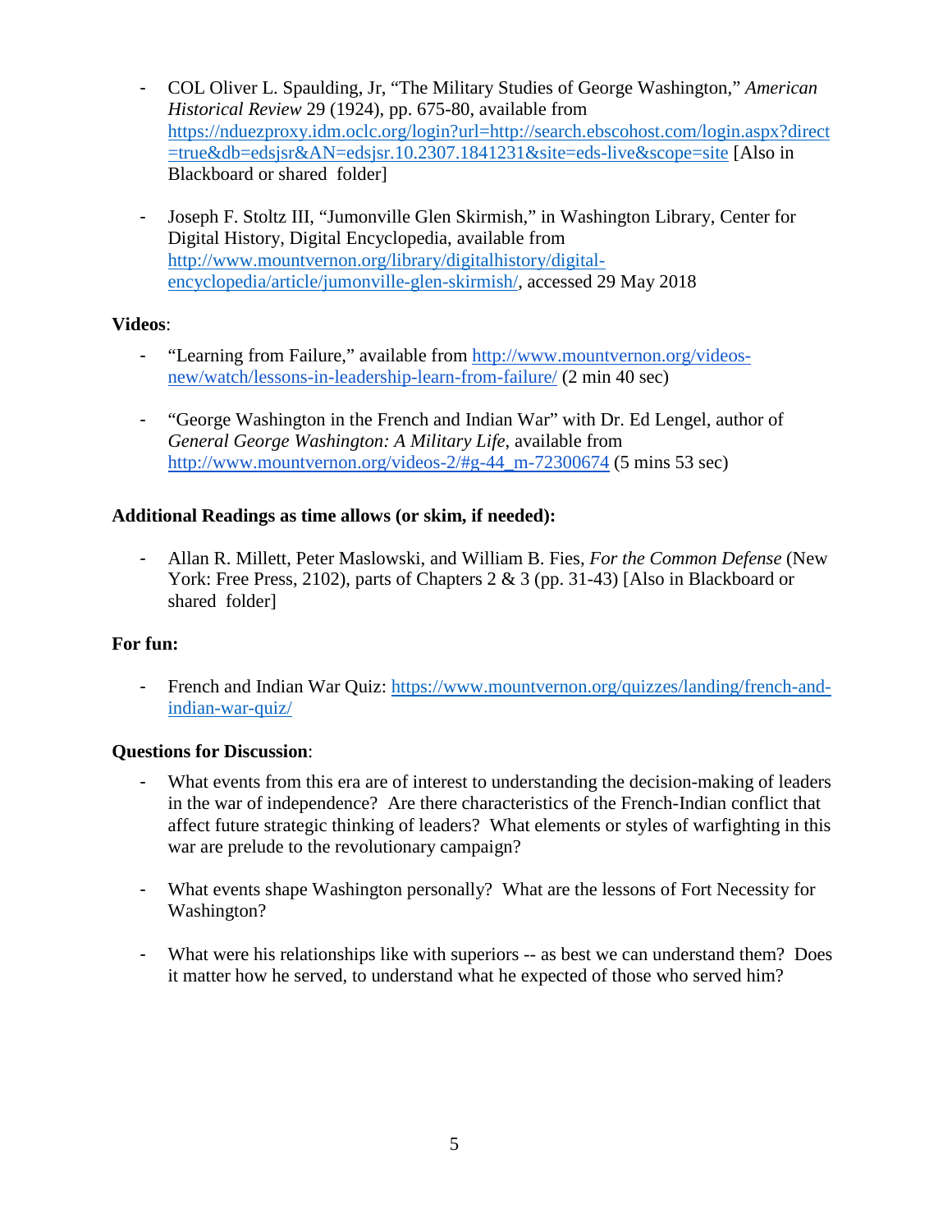- COL Oliver L. Spaulding, Jr, "The Military Studies of George Washington," *American Historical Review* 29 (1924), pp. 675-80, available from https://nduezproxy.idm.oclc.org/login?url=http://search.ebscohost.com/login.aspx?direct=true&db=edsjsr&AN=edsjsr.10.2307.1841231&site=eds-live&scope=site [Also in Blackboard or shared folder]

- Joseph F. Stoltz III, "Jumonville Glen Skirmish," in Washington Library, Center for Digital History, Digital Encyclopedia, available from http://www.mountvernon.org/library/digitalhistory/digital-encyclopedia/article/jumonville-glen-skirmish/, accessed 29 May 2018

**Videos**:

- "Learning from Failure," available from http://www.mountvernon.org/videos-new/watch/lessons-in-leadership-learn-from-failure/ (2 min 40 sec)

- "George Washington in the French and Indian War" with Dr. Ed Lengel, author of *General George Washington: A Military Life*, available from http://www.mountvernon.org/videos-2/#g-44_m-72300674 (5 mins 53 sec)

**Additional Readings as time allows (or skim, if needed):**

- Allan R. Millett, Peter Maslowski, and William B. Fies, *For the Common Defense* (New York: Free Press, 2102), parts of Chapters 2 & 3 (pp. 31-43) [Also in Blackboard or shared folder]

**For fun:**

- French and Indian War Quiz: https://www.mountvernon.org/quizzes/landing/french-and-indian-war-quiz/

**Questions for Discussion**:

- What events from this era are of interest to understanding the decision-making of leaders in the war of independence? Are there characteristics of the French-Indian conflict that affect future strategic thinking of leaders? What elements or styles of warfighting in this war are prelude to the revolutionary campaign?

- What events shape Washington personally? What are the lessons of Fort Necessity for Washington?

- What were his relationships like with superiors -- as best we can understand them? Does it matter how he served, to understand what he expected of those who served him?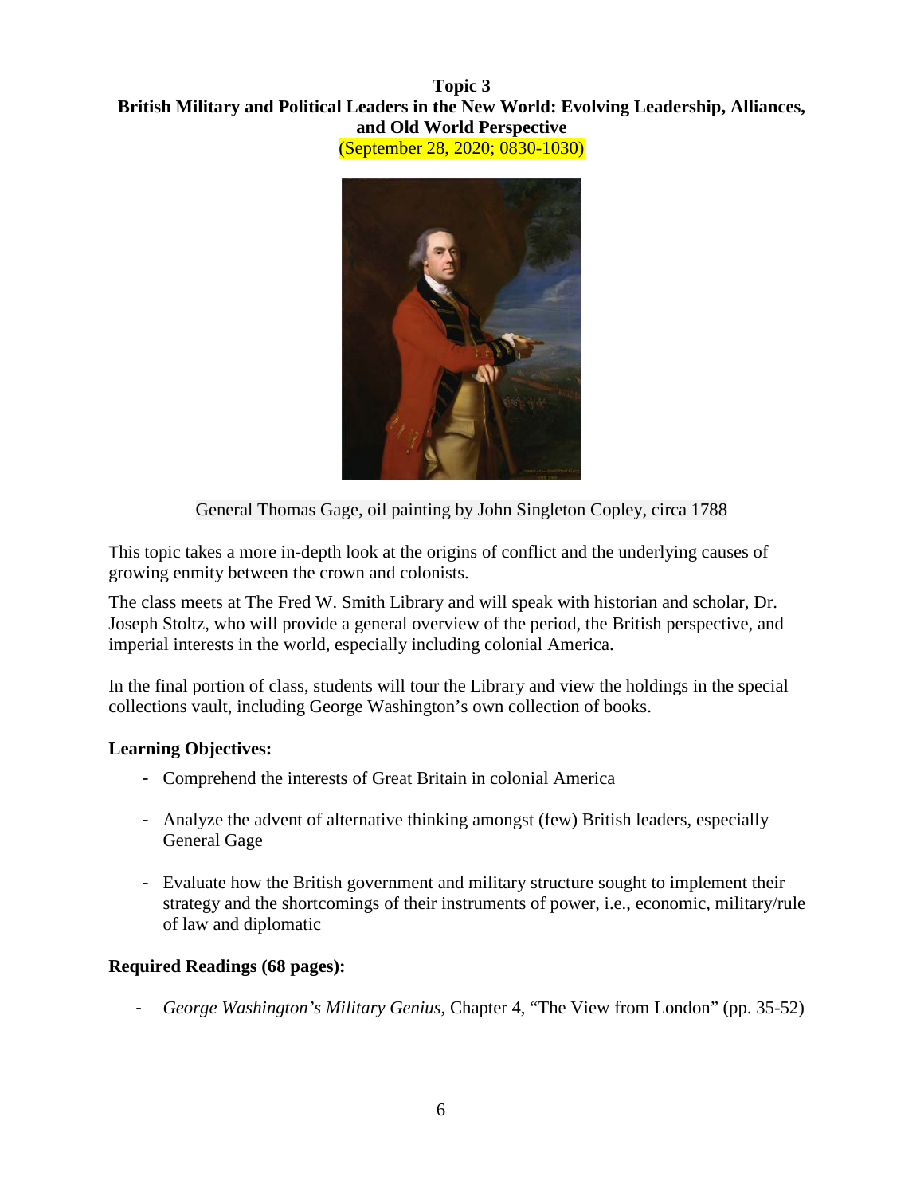**Topic 3**
**British Military and Political Leaders in the New World: Evolving Leadership, Alliances, and Old World Perspective**
(September 28, 2020; 0830-1030)

General Thomas Gage, oil painting by John Singleton Copley, circa 1788

This topic takes a more in-depth look at the origins of conflict and the underlying causes of growing enmity between the crown and colonists.

The class meets at The Fred W. Smith Library and will speak with historian and scholar, Dr. Joseph Stoltz, who will provide a general overview of the period, the British perspective, and imperial interests in the world, especially including colonial America.

In the final portion of class, students will tour the Library and view the holdings in the special collections vault, including George Washington's own collection of books.

**Learning Objectives:**

- Comprehend the interests of Great Britain in colonial America
- Analyze the advent of alternative thinking amongst (few) British leaders, especially General Gage
- Evaluate how the British government and military structure sought to implement their strategy and the shortcomings of their instruments of power, i.e., economic, military/rule of law and diplomatic

**Required Readings (68 pages):**

- *George Washington's Military Genius*, Chapter 4, "The View from London" (pp. 35-52)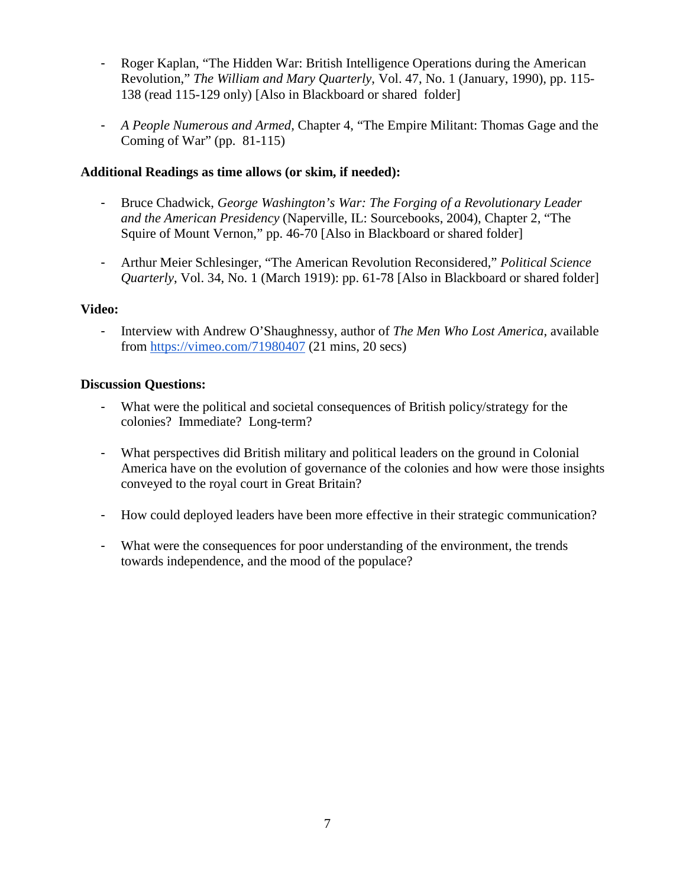- Roger Kaplan, "The Hidden War: British Intelligence Operations during the American Revolution," *The William and Mary Quarterly*, Vol. 47, No. 1 (January, 1990), pp. 115-138 (read 115-129 only) [Also in Blackboard or shared folder]

- *A People Numerous and Armed*, Chapter 4, "The Empire Militant: Thomas Gage and the Coming of War" (pp. 81-115)

**Additional Readings as time allows (or skim, if needed):**

- Bruce Chadwick, *George Washington's War: The Forging of a Revolutionary Leader and the American Presidency* (Naperville, IL: Sourcebooks, 2004), Chapter 2, "The Squire of Mount Vernon," pp. 46-70 [Also in Blackboard or shared folder]

- Arthur Meier Schlesinger, "The American Revolution Reconsidered," *Political Science Quarterly*, Vol. 34, No. 1 (March 1919): pp. 61-78 [Also in Blackboard or shared folder]

**Video:**

- Interview with Andrew O'Shaughnessy, author of *The Men Who Lost America*, available from https://vimeo.com/71980407 (21 mins, 20 secs)

**Discussion Questions:**

- What were the political and societal consequences of British policy/strategy for the colonies? Immediate? Long-term?

- What perspectives did British military and political leaders on the ground in Colonial America have on the evolution of governance of the colonies and how were those insights conveyed to the royal court in Great Britain?

- How could deployed leaders have been more effective in their strategic communication?

- What were the consequences for poor understanding of the environment, the trends towards independence, and the mood of the populace?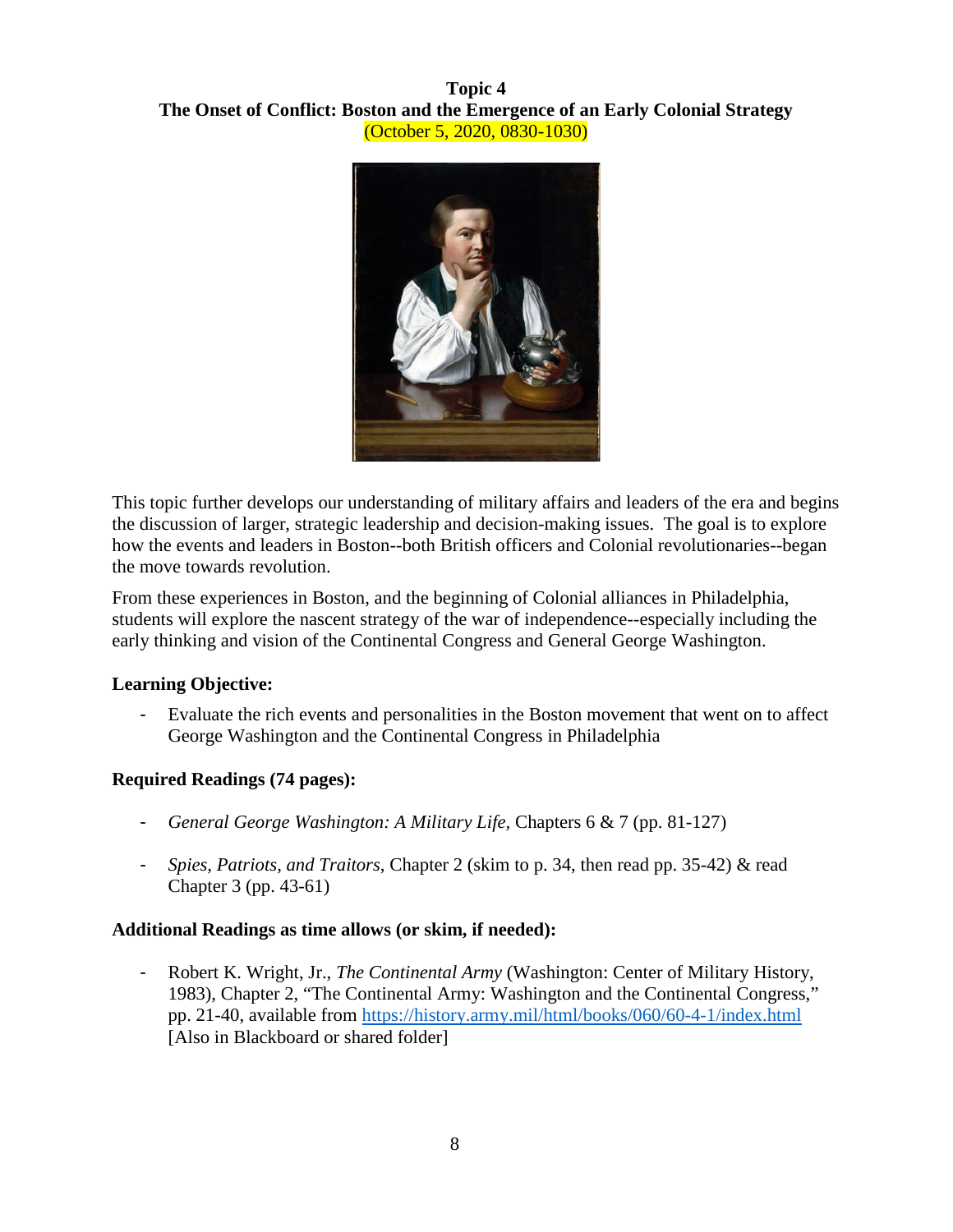# Topic 4
# The Onset of Conflict: Boston and the Emergence of an Early Colonial Strategy

(October 5, 2020, 0830-1030)

This topic further develops our understanding of military affairs and leaders of the era and begins the discussion of larger, strategic leadership and decision-making issues. The goal is to explore how the events and leaders in Boston--both British officers and Colonial revolutionaries--began the move towards revolution.

From these experiences in Boston, and the beginning of Colonial alliances in Philadelphia, students will explore the nascent strategy of the war of independence--especially including the early thinking and vision of the Continental Congress and General George Washington.

**Learning Objective:**

- Evaluate the rich events and personalities in the Boston movement that went on to affect George Washington and the Continental Congress in Philadelphia

**Required Readings (74 pages):**

- *General George Washington: A Military Life*, Chapters 6 & 7 (pp. 81-127)
- *Spies, Patriots, and Traitors*, Chapter 2 (skim to p. 34, then read pp. 35-42) & read Chapter 3 (pp. 43-61)

**Additional Readings as time allows (or skim, if needed):**

- Robert K. Wright, Jr., *The Continental Army* (Washington: Center of Military History, 1983), Chapter 2, "The Continental Army: Washington and the Continental Congress," pp. 21-40, available from https://history.army.mil/html/books/060/60-4-1/index.html [Also in Blackboard or shared folder]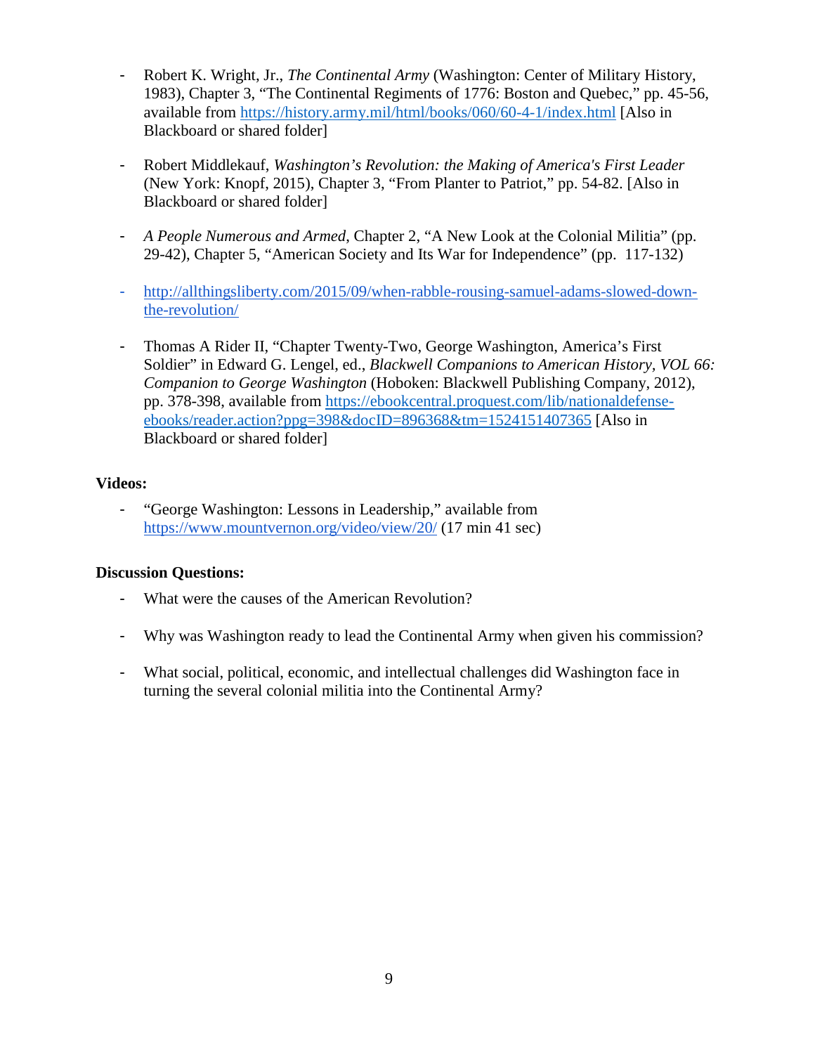- Robert K. Wright, Jr., *The Continental Army* (Washington: Center of Military History, 1983), Chapter 3, "The Continental Regiments of 1776: Boston and Quebec," pp. 45-56, available from https://history.army.mil/html/books/060/60-4-1/index.html [Also in Blackboard or shared folder]

- Robert Middlekauf, *Washington's Revolution: the Making of America's First Leader* (New York: Knopf, 2015), Chapter 3, "From Planter to Patriot," pp. 54-82. [Also in Blackboard or shared folder]

- *A People Numerous and Armed*, Chapter 2, "A New Look at the Colonial Militia" (pp. 29-42), Chapter 5, "American Society and Its War for Independence" (pp. 117-132)

- http://allthingsliberty.com/2015/09/when-rabble-rousing-samuel-adams-slowed-down-the-revolution/

- Thomas A Rider II, "Chapter Twenty-Two, George Washington, America's First Soldier" in Edward G. Lengel, ed., *Blackwell Companions to American History, VOL 66: Companion to George Washington* (Hoboken: Blackwell Publishing Company, 2012), pp. 378-398, available from https://ebookcentral.proquest.com/lib/nationaldefense-ebooks/reader.action?ppg=398&docID=896368&tm=1524151407365 [Also in Blackboard or shared folder]

**Videos:**

- "George Washington: Lessons in Leadership," available from https://www.mountvernon.org/video/view/20/ (17 min 41 sec)

**Discussion Questions:**

- What were the causes of the American Revolution?

- Why was Washington ready to lead the Continental Army when given his commission?

- What social, political, economic, and intellectual challenges did Washington face in turning the several colonial militia into the Continental Army?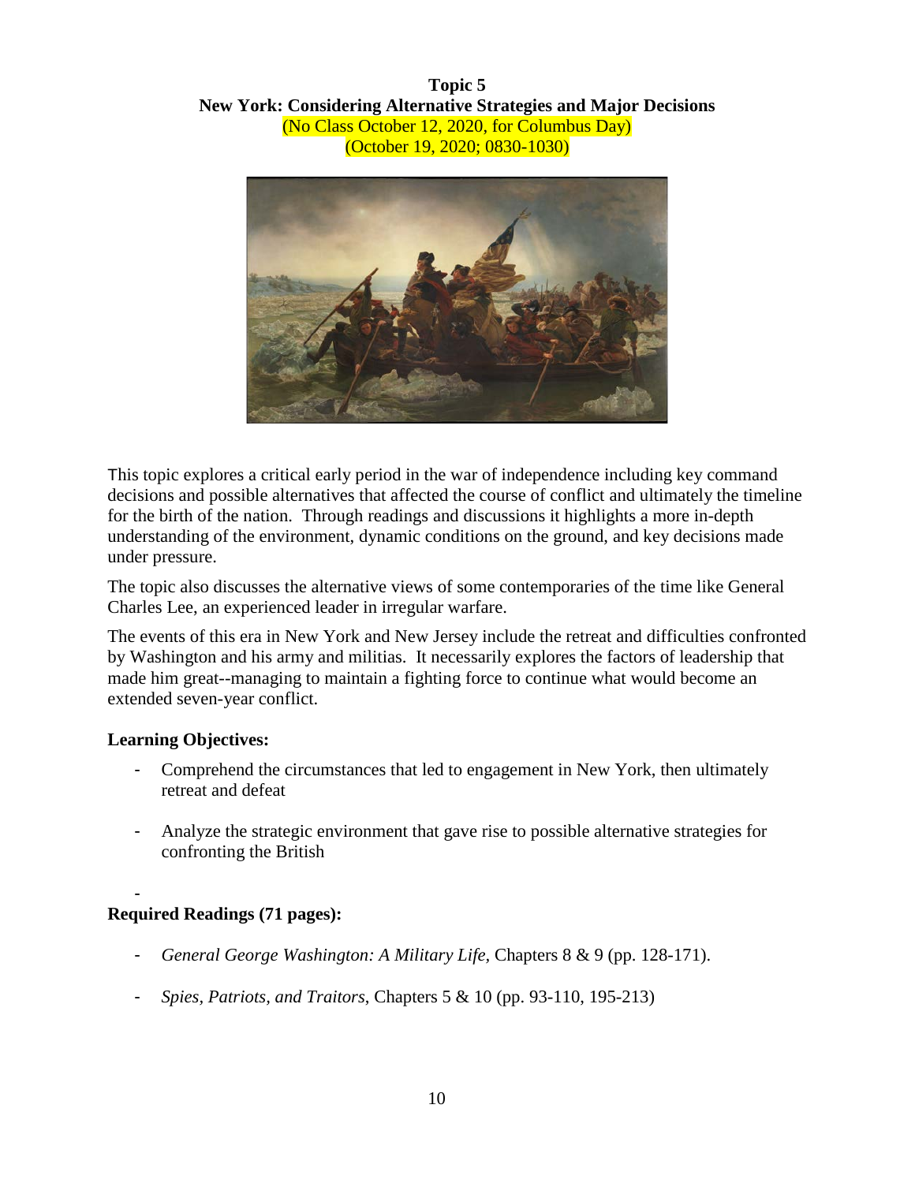**Topic 5**
**New York: Considering Alternative Strategies and Major Decisions**
(No Class October 12, 2020, for Columbus Day)
(October 19, 2020; 0830-1030)

This topic explores a critical early period in the war of independence including key command decisions and possible alternatives that affected the course of conflict and ultimately the timeline for the birth of the nation. Through readings and discussions it highlights a more in-depth understanding of the environment, dynamic conditions on the ground, and key decisions made under pressure.

The topic also discusses the alternative views of some contemporaries of the time like General Charles Lee, an experienced leader in irregular warfare.

The events of this era in New York and New Jersey include the retreat and difficulties confronted by Washington and his army and militias. It necessarily explores the factors of leadership that made him great--managing to maintain a fighting force to continue what would become an extended seven-year conflict.

**Learning Objectives:**

- Comprehend the circumstances that led to engagement in New York, then ultimately retreat and defeat

- Analyze the strategic environment that gave rise to possible alternative strategies for confronting the British

-

**Required Readings (71 pages):**

- *General George Washington: A Military Life*, Chapters 8 & 9 (pp. 128-171).

- *Spies, Patriots, and Traitors*, Chapters 5 & 10 (pp. 93-110, 195-213)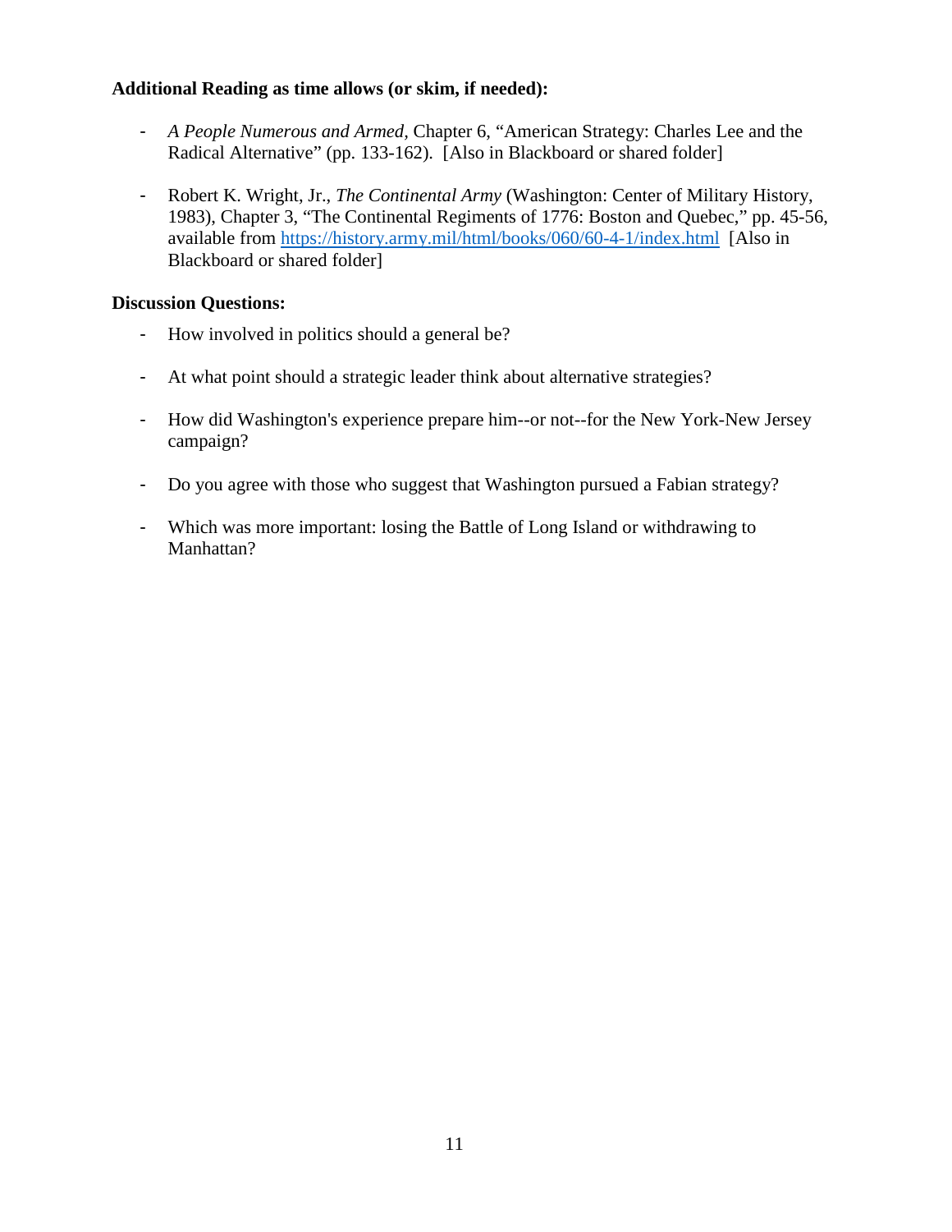**Additional Reading as time allows (or skim, if needed):**

- *A People Numerous and Armed*, Chapter 6, "American Strategy: Charles Lee and the Radical Alternative" (pp. 133-162). [Also in Blackboard or shared folder]

- Robert K. Wright, Jr., *The Continental Army* (Washington: Center of Military History, 1983), Chapter 3, "The Continental Regiments of 1776: Boston and Quebec," pp. 45-56, available from https://history.army.mil/html/books/060/60-4-1/index.html [Also in Blackboard or shared folder]

**Discussion Questions:**

- How involved in politics should a general be?

- At what point should a strategic leader think about alternative strategies?

- How did Washington's experience prepare him--or not--for the New York-New Jersey campaign?

- Do you agree with those who suggest that Washington pursued a Fabian strategy?

- Which was more important: losing the Battle of Long Island or withdrawing to Manhattan?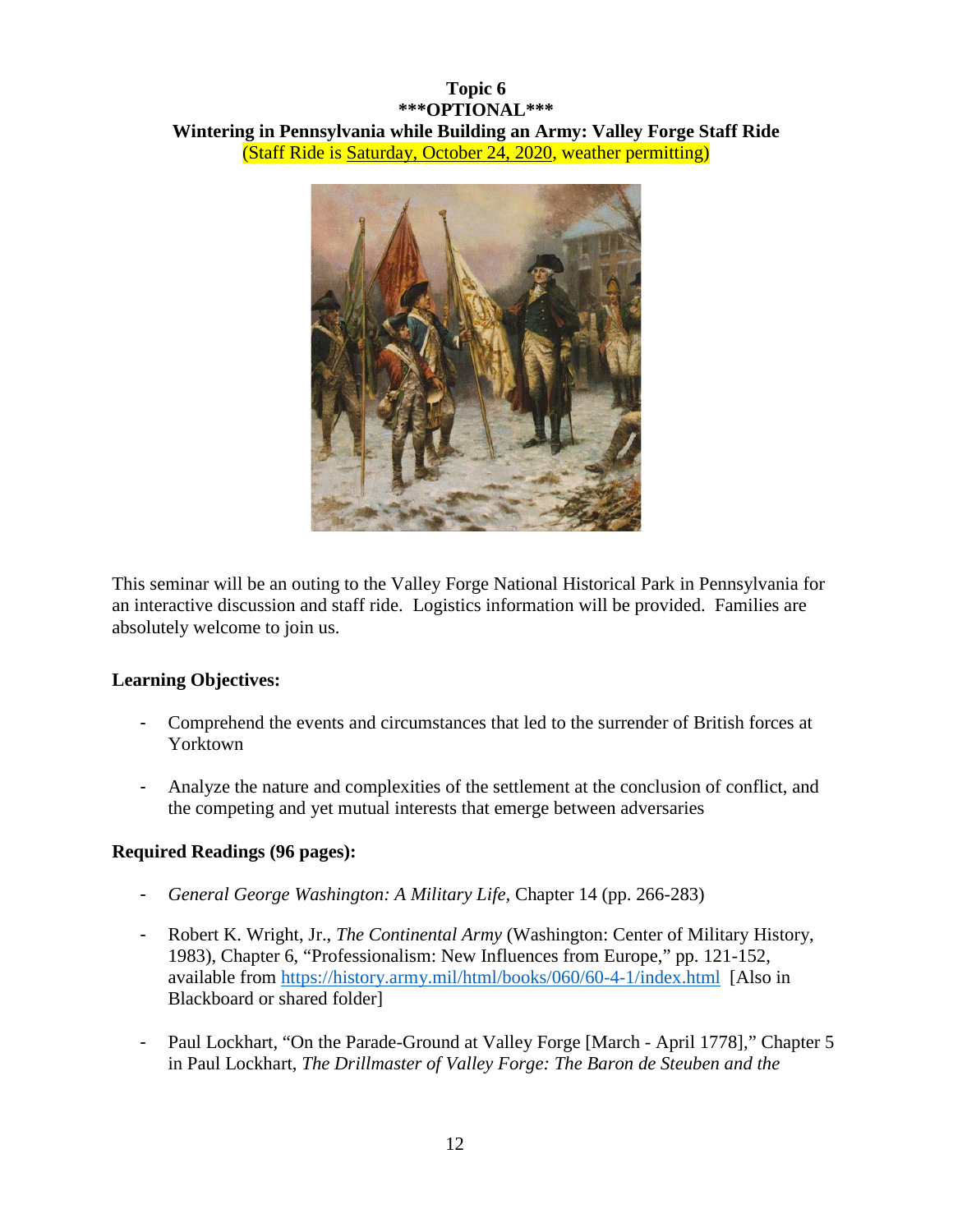**Topic 6**
**\*\*\*OPTIONAL\*\*\***
**Wintering in Pennsylvania while Building an Army: Valley Forge Staff Ride**
(Staff Ride is Saturday, October 24, 2020, weather permitting)

This seminar will be an outing to the Valley Forge National Historical Park in Pennsylvania for an interactive discussion and staff ride. Logistics information will be provided. Families are absolutely welcome to join us.

**Learning Objectives:**

- Comprehend the events and circumstances that led to the surrender of British forces at Yorktown

- Analyze the nature and complexities of the settlement at the conclusion of conflict, and the competing and yet mutual interests that emerge between adversaries

**Required Readings (96 pages):**

- *General George Washington: A Military Life*, Chapter 14 (pp. 266-283)

- Robert K. Wright, Jr., *The Continental Army* (Washington: Center of Military History, 1983), Chapter 6, "Professionalism: New Influences from Europe," pp. 121-152, available from https://history.army.mil/html/books/060/60-4-1/index.html [Also in Blackboard or shared folder]

- Paul Lockhart, "On the Parade-Ground at Valley Forge [March - April 1778]," Chapter 5 in Paul Lockhart, *The Drillmaster of Valley Forge: The Baron de Steuben and the*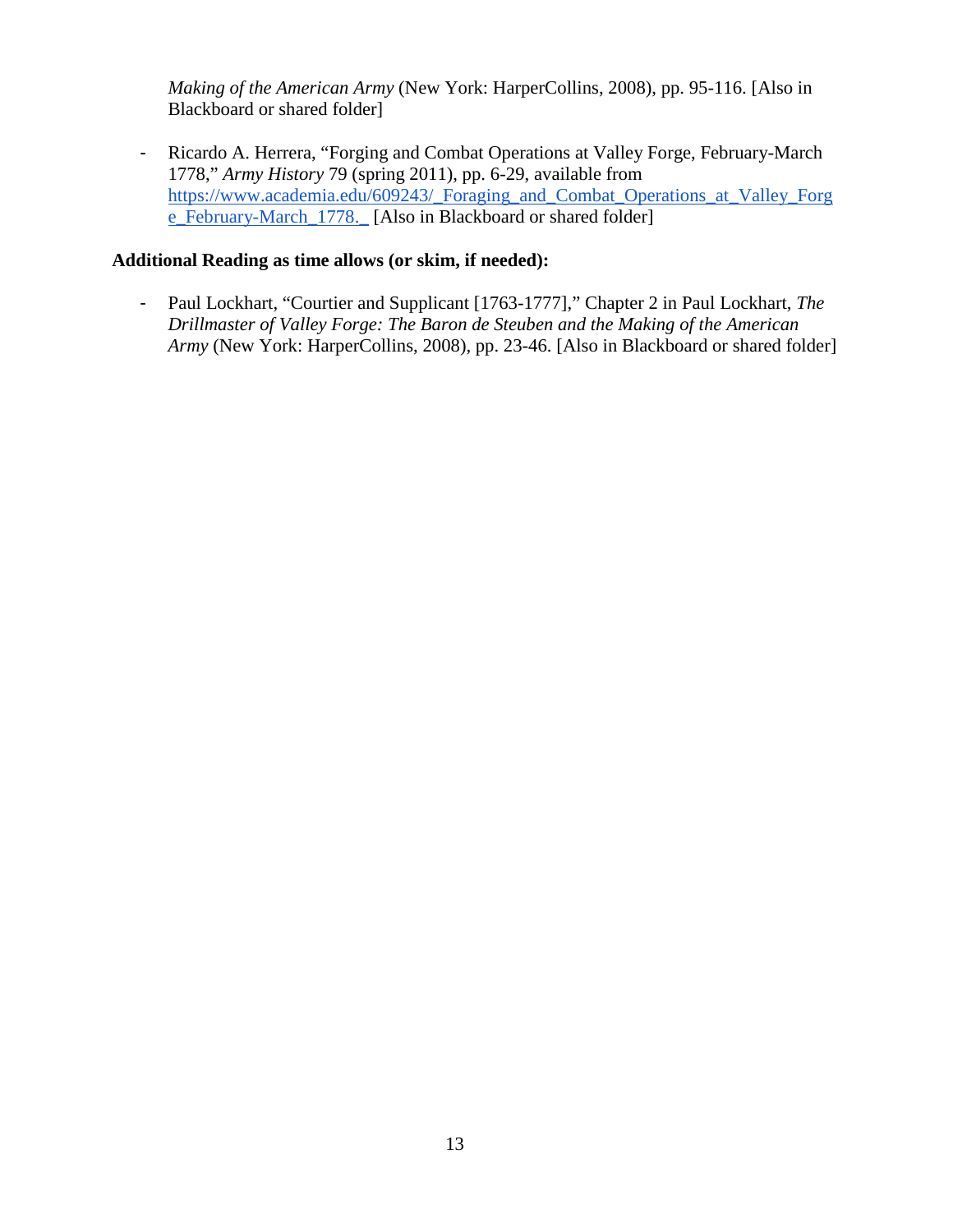*Making of the American Army* (New York: HarperCollins, 2008), pp. 95-116. [Also in Blackboard or shared folder]

- Ricardo A. Herrera, "Forging and Combat Operations at Valley Forge, February-March 1778," *Army History* 79 (spring 2011), pp. 6-29, available from https://www.academia.edu/609243/_Foraging_and_Combat_Operations_at_Valley_Forge_February-March_1778._ [Also in Blackboard or shared folder]

**Additional Reading as time allows (or skim, if needed):**

- Paul Lockhart, "Courtier and Supplicant [1763-1777]," Chapter 2 in Paul Lockhart, *The Drillmaster of Valley Forge: The Baron de Steuben and the Making of the American Army* (New York: HarperCollins, 2008), pp. 23-46. [Also in Blackboard or shared folder]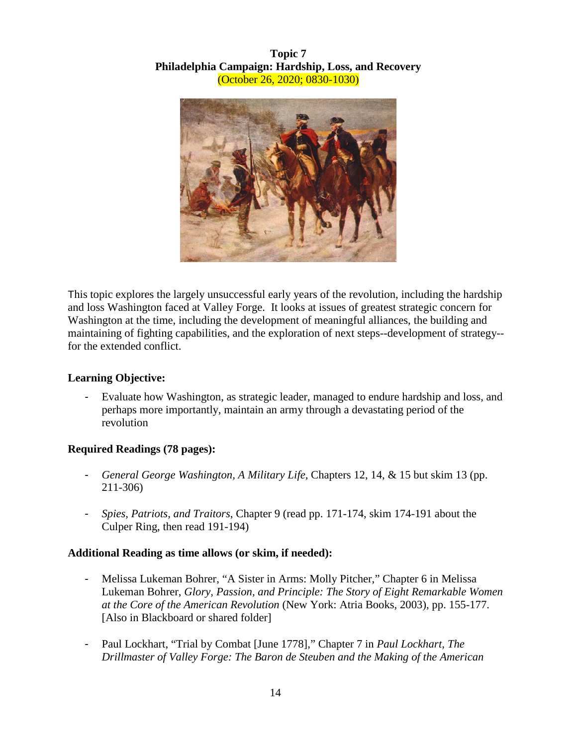**Topic 7**
**Philadelphia Campaign: Hardship, Loss, and Recovery**
(October 26, 2020; 0830-1030)

This topic explores the largely unsuccessful early years of the revolution, including the hardship and loss Washington faced at Valley Forge. It looks at issues of greatest strategic concern for Washington at the time, including the development of meaningful alliances, the building and maintaining of fighting capabilities, and the exploration of next steps--development of strategy--for the extended conflict.

**Learning Objective:**

- Evaluate how Washington, as strategic leader, managed to endure hardship and loss, and perhaps more importantly, maintain an army through a devastating period of the revolution

**Required Readings (78 pages):**

- *General George Washington, A Military Life,* Chapters 12, 14, & 15 but skim 13 (pp. 211-306)

- *Spies, Patriots, and Traitors*, Chapter 9 (read pp. 171-174, skim 174-191 about the Culper Ring, then read 191-194)

**Additional Reading as time allows (or skim, if needed):**

- Melissa Lukeman Bohrer, "A Sister in Arms: Molly Pitcher," Chapter 6 in Melissa Lukeman Bohrer, *Glory, Passion, and Principle: The Story of Eight Remarkable Women at the Core of the American Revolution* (New York: Atria Books, 2003), pp. 155-177. [Also in Blackboard or shared folder]

- Paul Lockhart, "Trial by Combat [June 1778]," Chapter 7 in *Paul Lockhart, The Drillmaster of Valley Forge: The Baron de Steuben and the Making of the American*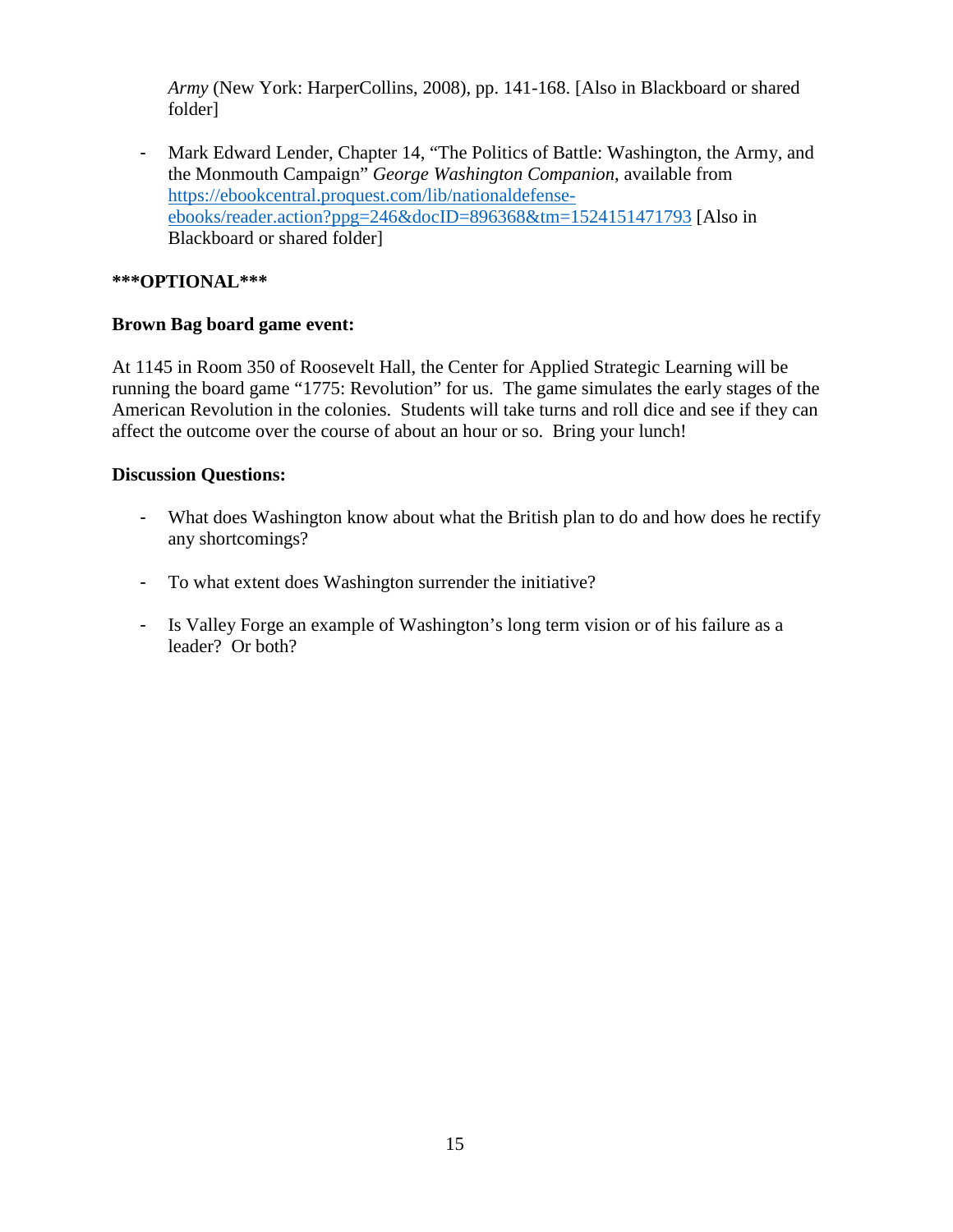*Army* (New York: HarperCollins, 2008), pp. 141-168. [Also in Blackboard or shared folder]

- Mark Edward Lender, Chapter 14, "The Politics of Battle: Washington, the Army, and the Monmouth Campaign" *George Washington Companion*, available from [https://ebookcentral.proquest.com/lib/nationaldefense-ebooks/reader.action?ppg=246&docID=896368&tm=1524151471793](https://ebookcentral.proquest.com/lib/nationaldefense-ebooks/reader.action?ppg=246&docID=896368&tm=1524151471793) [Also in Blackboard or shared folder]

**\*\*\*OPTIONAL\*\*\***

**Brown Bag board game event:**

At 1145 in Room 350 of Roosevelt Hall, the Center for Applied Strategic Learning will be running the board game "1775: Revolution" for us. The game simulates the early stages of the American Revolution in the colonies. Students will take turns and roll dice and see if they can affect the outcome over the course of about an hour or so. Bring your lunch!

**Discussion Questions:**

- What does Washington know about what the British plan to do and how does he rectify any shortcomings?
- To what extent does Washington surrender the initiative?
- Is Valley Forge an example of Washington's long term vision or of his failure as a leader? Or both?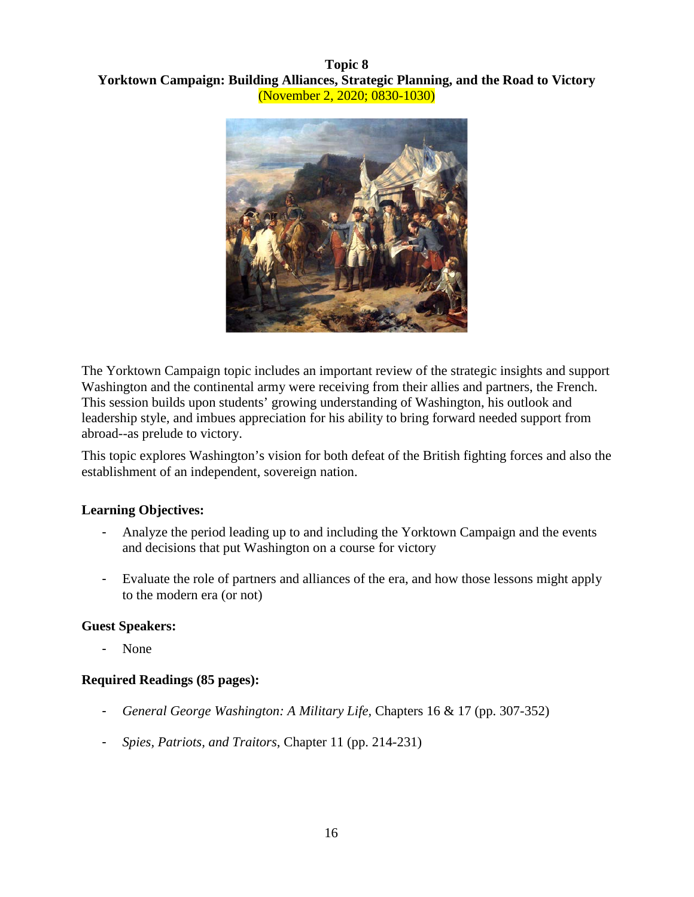# Topic 8
## Yorktown Campaign: Building Alliances, Strategic Planning, and the Road to Victory
(November 2, 2020; 0830-1030)

The Yorktown Campaign topic includes an important review of the strategic insights and support Washington and the continental army were receiving from their allies and partners, the French. This session builds upon students' growing understanding of Washington, his outlook and leadership style, and imbues appreciation for his ability to bring forward needed support from abroad--as prelude to victory.

This topic explores Washington's vision for both defeat of the British fighting forces and also the establishment of an independent, sovereign nation.

**Learning Objectives:**

- Analyze the period leading up to and including the Yorktown Campaign and the events and decisions that put Washington on a course for victory
- Evaluate the role of partners and alliances of the era, and how those lessons might apply to the modern era (or not)

**Guest Speakers:**

- None

**Required Readings (85 pages):**

- *General George Washington: A Military Life*, Chapters 16 & 17 (pp. 307-352)
- *Spies, Patriots, and Traitors*, Chapter 11 (pp. 214-231)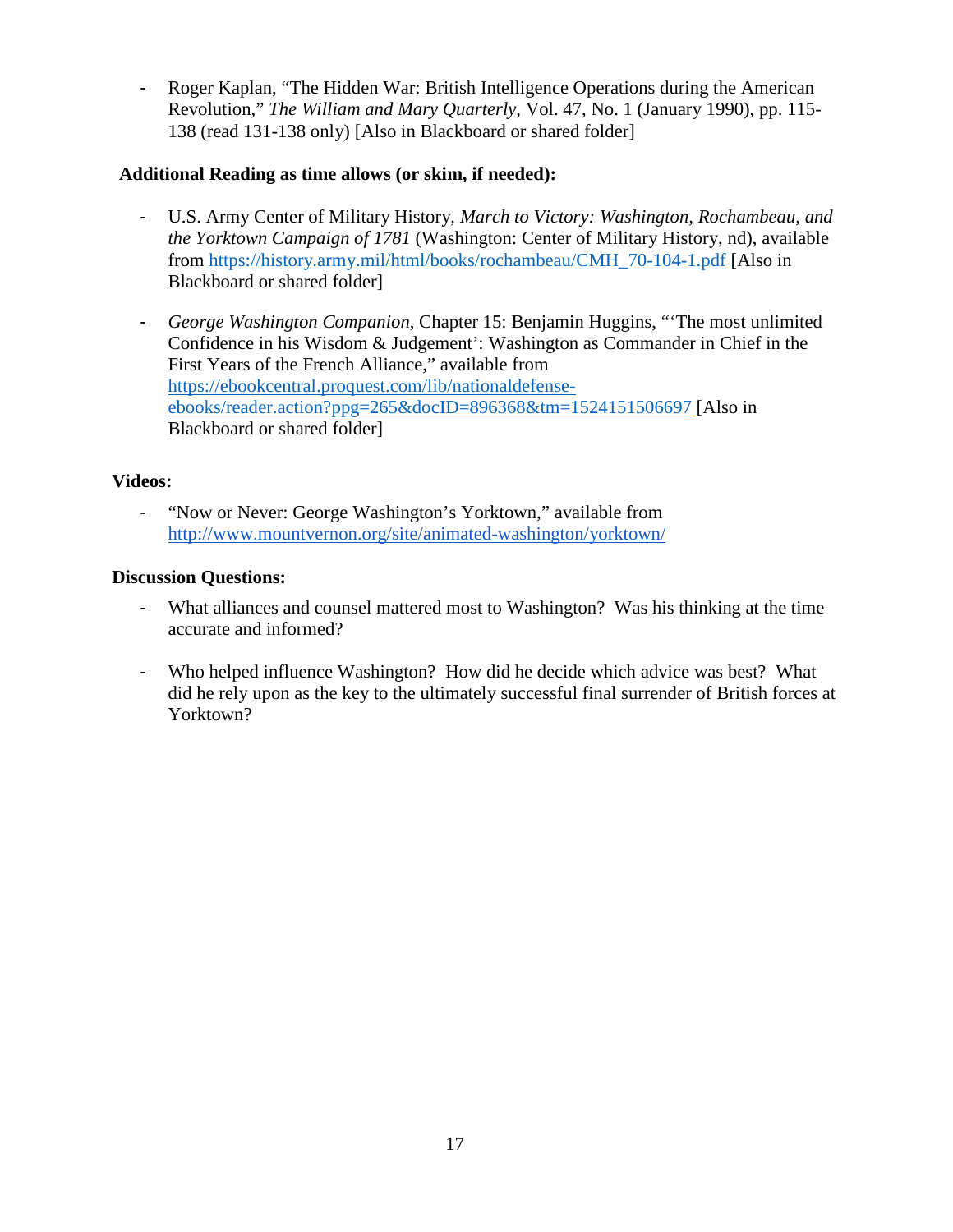- Roger Kaplan, "The Hidden War: British Intelligence Operations during the American Revolution," *The William and Mary Quarterly*, Vol. 47, No. 1 (January 1990), pp. 115-138 (read 131-138 only) [Also in Blackboard or shared folder]

**Additional Reading as time allows (or skim, if needed):**

- U.S. Army Center of Military History, *March to Victory: Washington, Rochambeau, and the Yorktown Campaign of 1781* (Washington: Center of Military History, nd), available from https://history.army.mil/html/books/rochambeau/CMH_70-104-1.pdf [Also in Blackboard or shared folder]

- *George Washington Companion*, Chapter 15: Benjamin Huggins, "'The most unlimited Confidence in his Wisdom & Judgement': Washington as Commander in Chief in the First Years of the French Alliance," available from https://ebookcentral.proquest.com/lib/nationaldefense-ebooks/reader.action?ppg=265&docID=896368&tm=1524151506697 [Also in Blackboard or shared folder]

**Videos:**

- "Now or Never: George Washington's Yorktown," available from http://www.mountvernon.org/site/animated-washington/yorktown/

**Discussion Questions:**

- What alliances and counsel mattered most to Washington? Was his thinking at the time accurate and informed?

- Who helped influence Washington? How did he decide which advice was best? What did he rely upon as the key to the ultimately successful final surrender of British forces at Yorktown?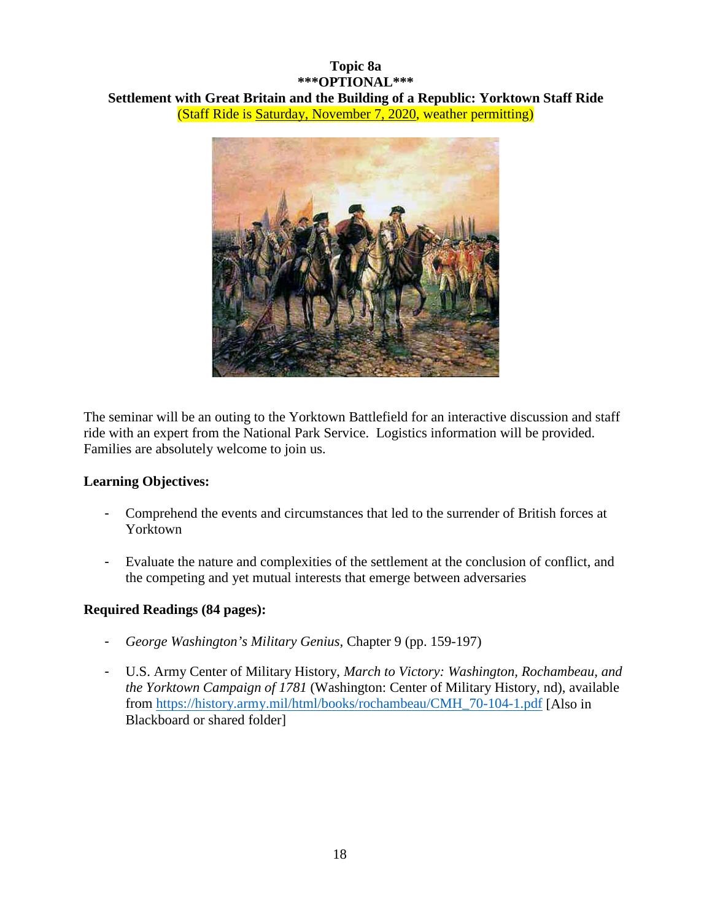**Topic 8a**
**\*\*\*OPTIONAL\*\*\***
**Settlement with Great Britain and the Building of a Republic: Yorktown Staff Ride**
(Staff Ride is Saturday, November 7, 2020, weather permitting)

The seminar will be an outing to the Yorktown Battlefield for an interactive discussion and staff ride with an expert from the National Park Service. Logistics information will be provided. Families are absolutely welcome to join us.

**Learning Objectives:**

- Comprehend the events and circumstances that led to the surrender of British forces at Yorktown

- Evaluate the nature and complexities of the settlement at the conclusion of conflict, and the competing and yet mutual interests that emerge between adversaries

**Required Readings (84 pages):**

- *George Washington's Military Genius*, Chapter 9 (pp. 159-197)

- U.S. Army Center of Military History, *March to Victory: Washington, Rochambeau, and the Yorktown Campaign of 1781* (Washington: Center of Military History, nd), available from https://history.army.mil/html/books/rochambeau/CMH_70-104-1.pdf [Also in Blackboard or shared folder]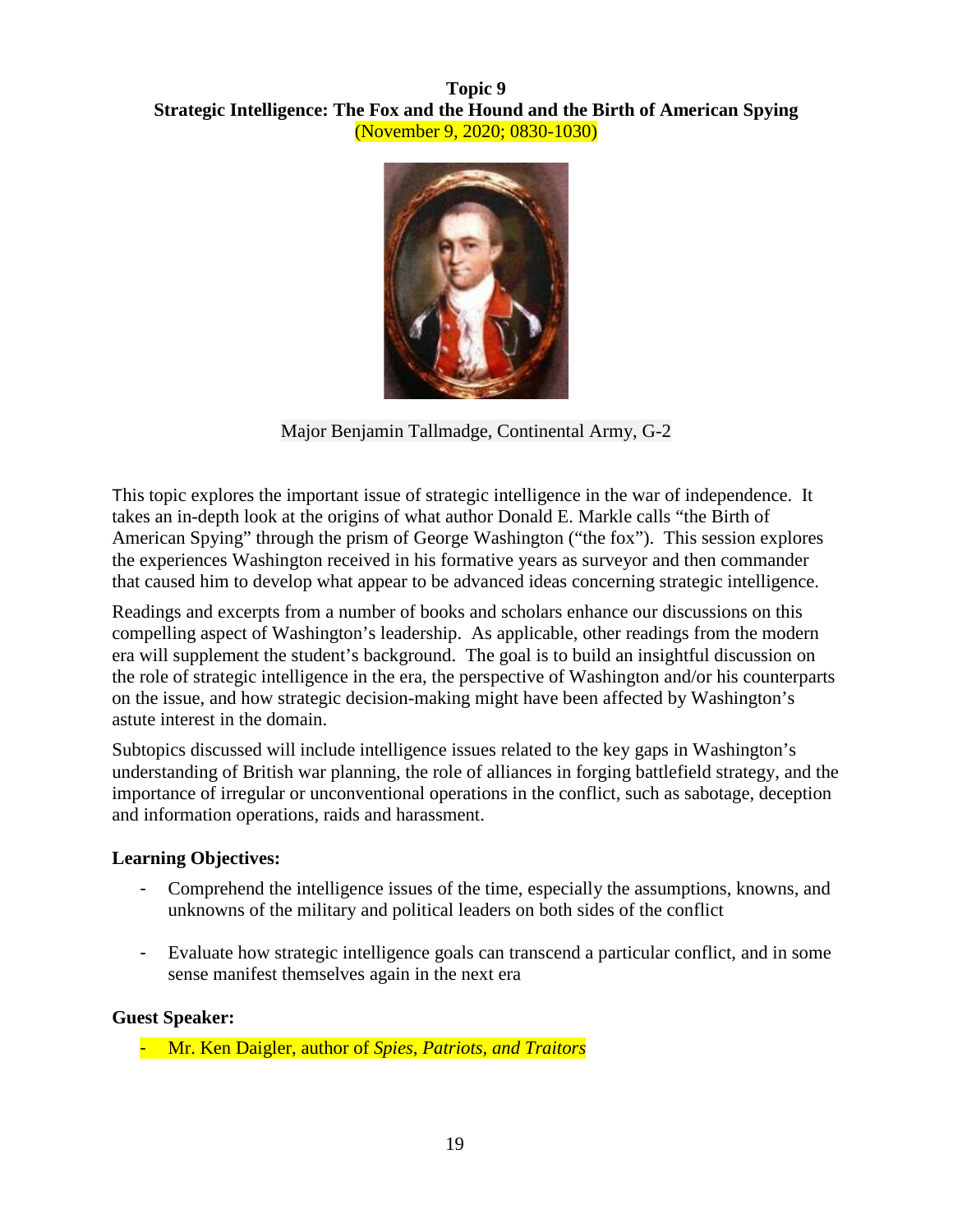# Topic 9

## Strategic Intelligence: The Fox and the Hound and the Birth of American Spying

(November 9, 2020; 0830-1030)

Major Benjamin Tallmadge, Continental Army, G-2

This topic explores the important issue of strategic intelligence in the war of independence. It takes an in-depth look at the origins of what author Donald E. Markle calls "the Birth of American Spying" through the prism of George Washington ("the fox"). This session explores the experiences Washington received in his formative years as surveyor and then commander that caused him to develop what appear to be advanced ideas concerning strategic intelligence.

Readings and excerpts from a number of books and scholars enhance our discussions on this compelling aspect of Washington's leadership. As applicable, other readings from the modern era will supplement the student's background. The goal is to build an insightful discussion on the role of strategic intelligence in the era, the perspective of Washington and/or his counterparts on the issue, and how strategic decision-making might have been affected by Washington's astute interest in the domain.

Subtopics discussed will include intelligence issues related to the key gaps in Washington's understanding of British war planning, the role of alliances in forging battlefield strategy, and the importance of irregular or unconventional operations in the conflict, such as sabotage, deception and information operations, raids and harassment.

**Learning Objectives:**

- Comprehend the intelligence issues of the time, especially the assumptions, knowns, and unknowns of the military and political leaders on both sides of the conflict
- Evaluate how strategic intelligence goals can transcend a particular conflict, and in some sense manifest themselves again in the next era

**Guest Speaker:**

- Mr. Ken Daigler, author of *Spies, Patriots, and Traitors*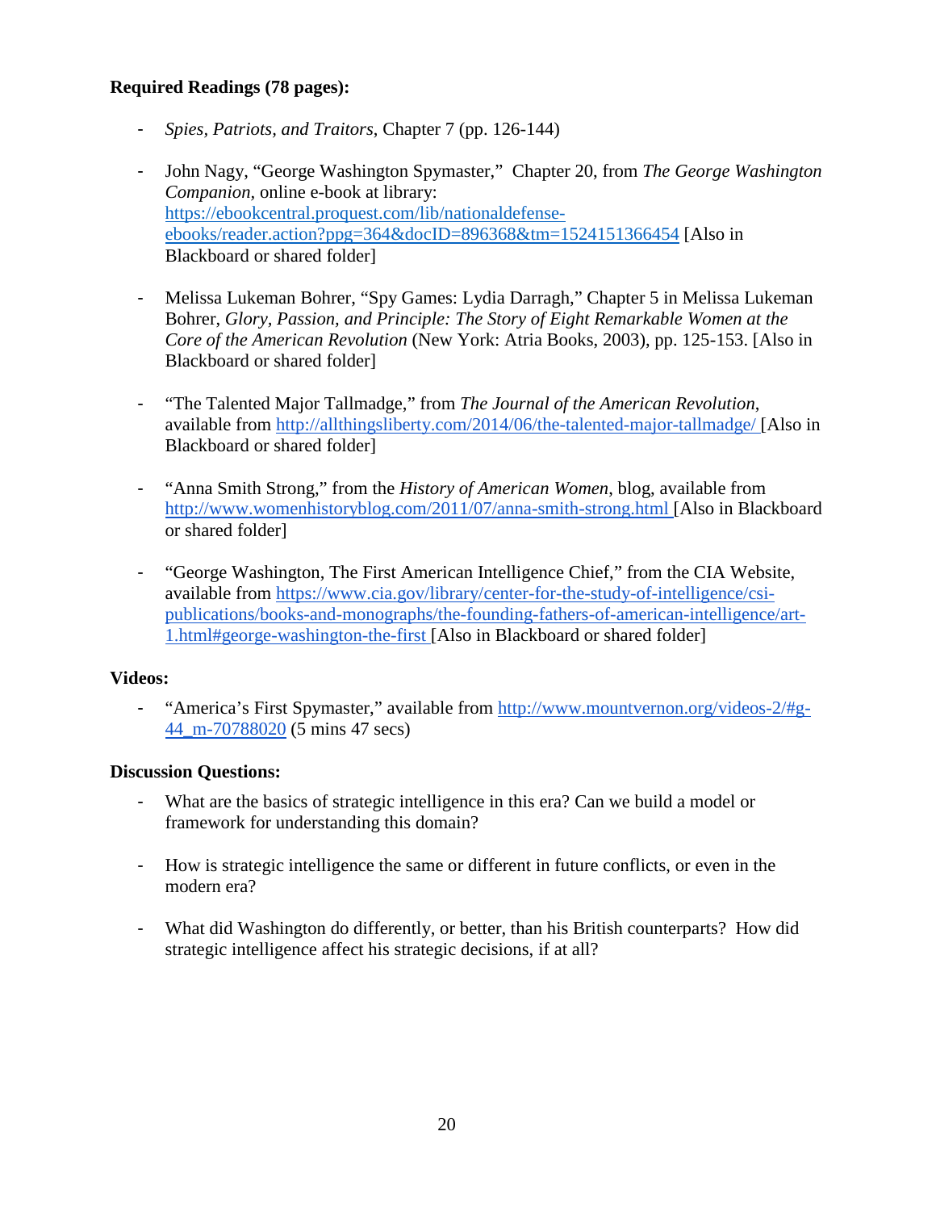**Required Readings (78 pages):**

- *Spies, Patriots, and Traitors*, Chapter 7 (pp. 126-144)

- John Nagy, "George Washington Spymaster," Chapter 20, from *The George Washington Companion*, online e-book at library: https://ebookcentral.proquest.com/lib/nationaldefense-ebooks/reader.action?ppg=364&docID=896368&tm=1524151366454 [Also in Blackboard or shared folder]

- Melissa Lukeman Bohrer, "Spy Games: Lydia Darragh," Chapter 5 in Melissa Lukeman Bohrer, *Glory, Passion, and Principle: The Story of Eight Remarkable Women at the Core of the American Revolution* (New York: Atria Books, 2003), pp. 125-153. [Also in Blackboard or shared folder]

- "The Talented Major Tallmadge," from *The Journal of the American Revolution*, available from http://allthingsliberty.com/2014/06/the-talented-major-tallmadge/ [Also in Blackboard or shared folder]

- "Anna Smith Strong," from the *History of American Women*, blog, available from http://www.womenhistoryblog.com/2011/07/anna-smith-strong.html [Also in Blackboard or shared folder]

- "George Washington, The First American Intelligence Chief," from the CIA Website, available from https://www.cia.gov/library/center-for-the-study-of-intelligence/csi-publications/books-and-monographs/the-founding-fathers-of-american-intelligence/art-1.html#george-washington-the-first [Also in Blackboard or shared folder]

**Videos:**

- "America's First Spymaster," available from http://www.mountvernon.org/videos-2/#g-44_m-70788020 (5 mins 47 secs)

**Discussion Questions:**

- What are the basics of strategic intelligence in this era? Can we build a model or framework for understanding this domain?

- How is strategic intelligence the same or different in future conflicts, or even in the modern era?

- What did Washington do differently, or better, than his British counterparts? How did strategic intelligence affect his strategic decisions, if at all?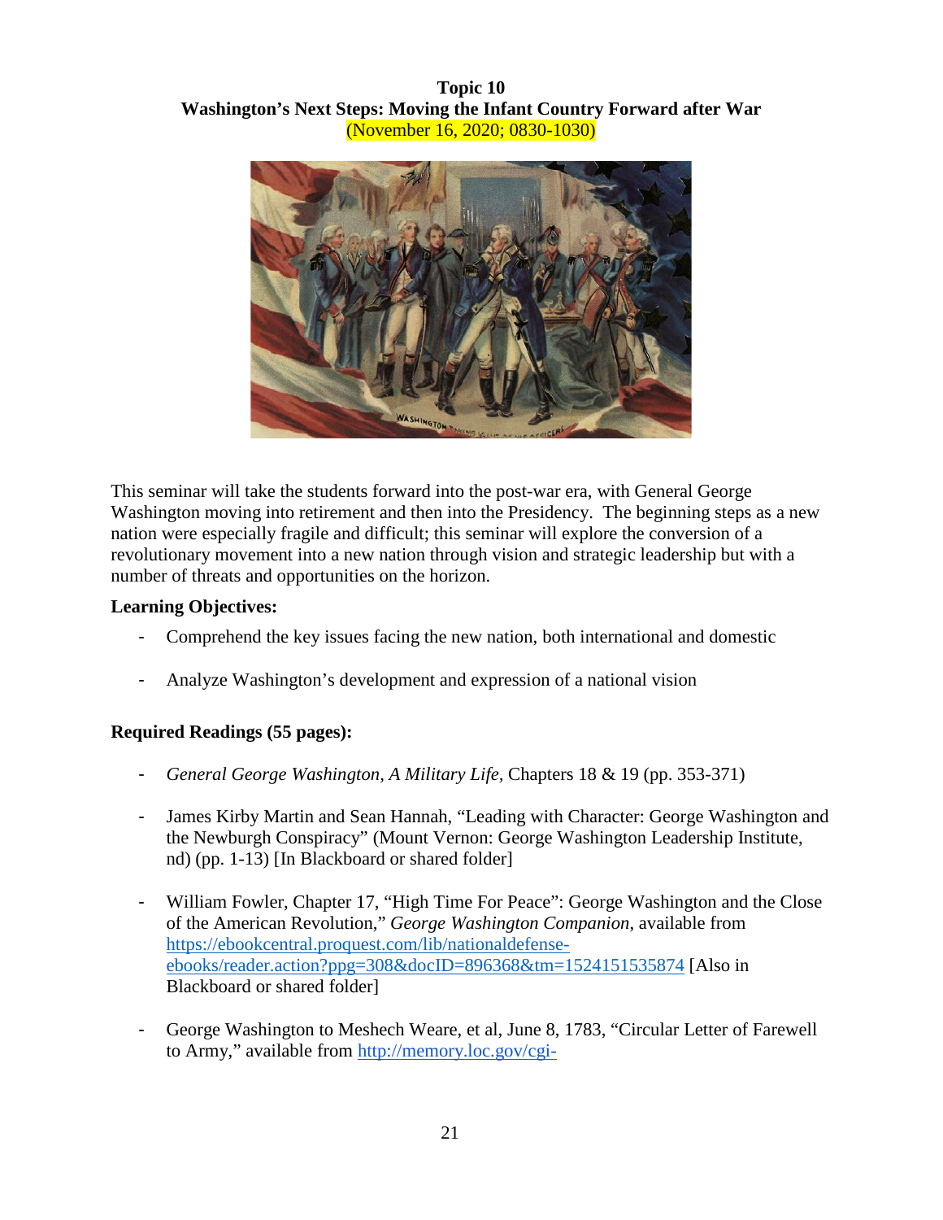**Topic 10**
**Washington's Next Steps: Moving the Infant Country Forward after War**
(November 16, 2020; 0830-1030)

This seminar will take the students forward into the post-war era, with General George Washington moving into retirement and then into the Presidency. The beginning steps as a new nation were especially fragile and difficult; this seminar will explore the conversion of a revolutionary movement into a new nation through vision and strategic leadership but with a number of threats and opportunities on the horizon.

**Learning Objectives:**

- Comprehend the key issues facing the new nation, both international and domestic
- Analyze Washington's development and expression of a national vision

**Required Readings (55 pages):**

- *General George Washington, A Military Life*, Chapters 18 & 19 (pp. 353-371)
- James Kirby Martin and Sean Hannah, "Leading with Character: George Washington and the Newburgh Conspiracy" (Mount Vernon: George Washington Leadership Institute, nd) (pp. 1-13) [In Blackboard or shared folder]
- William Fowler, Chapter 17, "High Time For Peace": George Washington and the Close of the American Revolution," *George Washington Companion*, available from https://ebookcentral.proquest.com/lib/nationaldefense-ebooks/reader.action?ppg=308&docID=896368&tm=1524151535874 [Also in Blackboard or shared folder]
- George Washington to Meshech Weare, et al, June 8, 1783, "Circular Letter of Farewell to Army," available from http://memory.loc.gov/cgi-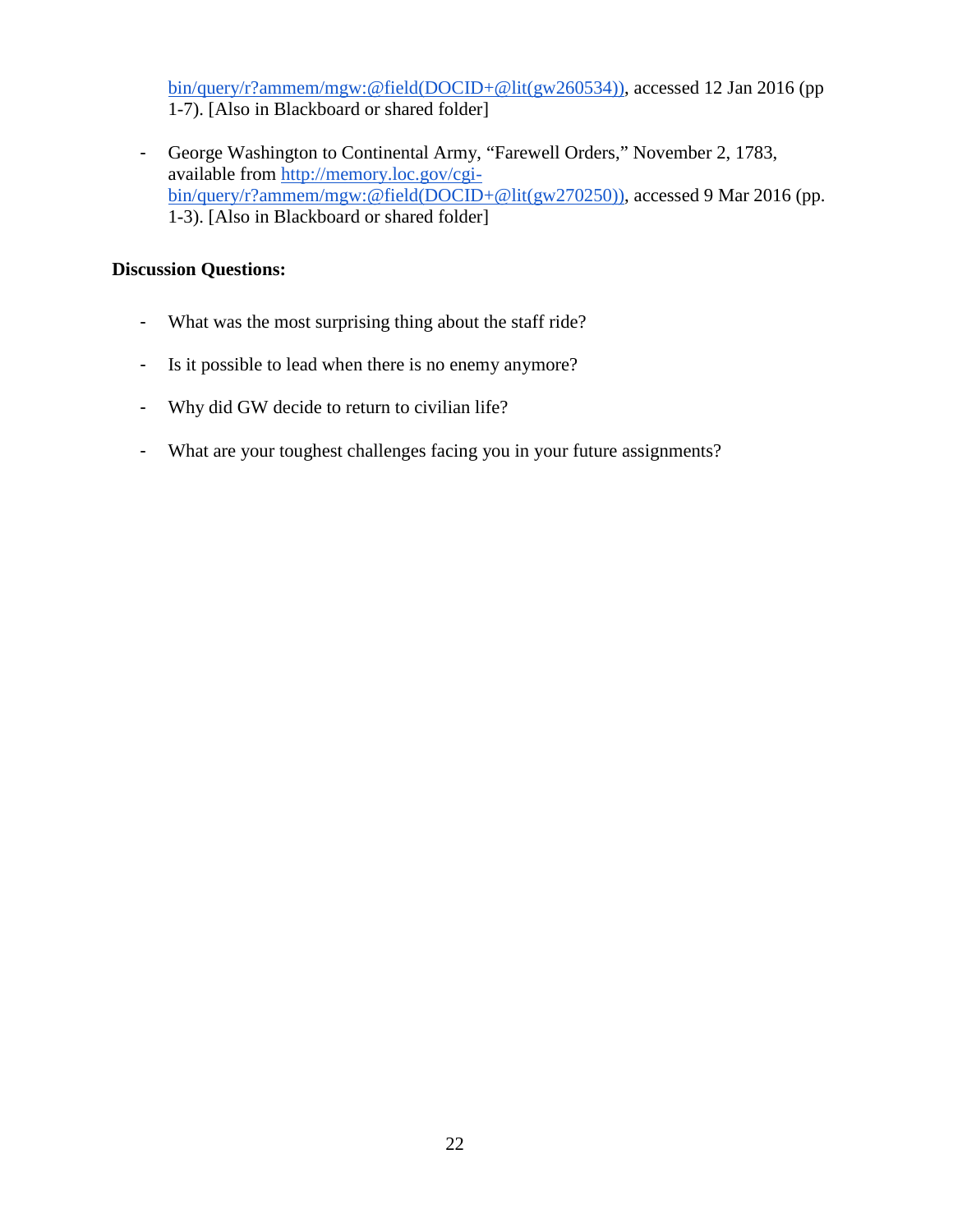bin/query/r?ammem/mgw:@field(DOCID+@lit(gw260534)), accessed 12 Jan 2016 (pp 1-7). [Also in Blackboard or shared folder]

- George Washington to Continental Army, "Farewell Orders," November 2, 1783, available from http://memory.loc.gov/cgi-bin/query/r?ammem/mgw:@field(DOCID+@lit(gw270250)), accessed 9 Mar 2016 (pp. 1-3). [Also in Blackboard or shared folder]

**Discussion Questions:**

- What was the most surprising thing about the staff ride?
- Is it possible to lead when there is no enemy anymore?
- Why did GW decide to return to civilian life?
- What are your toughest challenges facing you in your future assignments?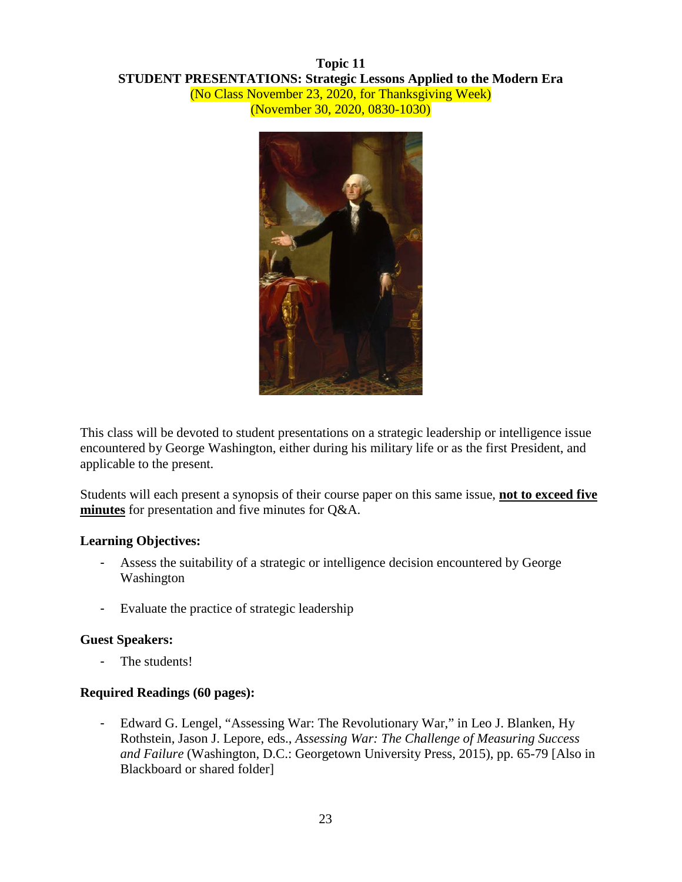# Topic 11

## STUDENT PRESENTATIONS: Strategic Lessons Applied to the Modern Era

(No Class November 23, 2020, for Thanksgiving Week)
(November 30, 2020, 0830-1030)

This class will be devoted to student presentations on a strategic leadership or intelligence issue encountered by George Washington, either during his military life or as the first President, and applicable to the present.

Students will each present a synopsis of their course paper on this same issue, **not to exceed five minutes** for presentation and five minutes for Q&A.

**Learning Objectives:**

- Assess the suitability of a strategic or intelligence decision encountered by George Washington
- Evaluate the practice of strategic leadership

**Guest Speakers:**

- The students!

**Required Readings (60 pages):**

- Edward G. Lengel, "Assessing War: The Revolutionary War," in Leo J. Blanken, Hy Rothstein, Jason J. Lepore, eds., *Assessing War: The Challenge of Measuring Success and Failure* (Washington, D.C.: Georgetown University Press, 2015), pp. 65-79 [Also in Blackboard or shared folder]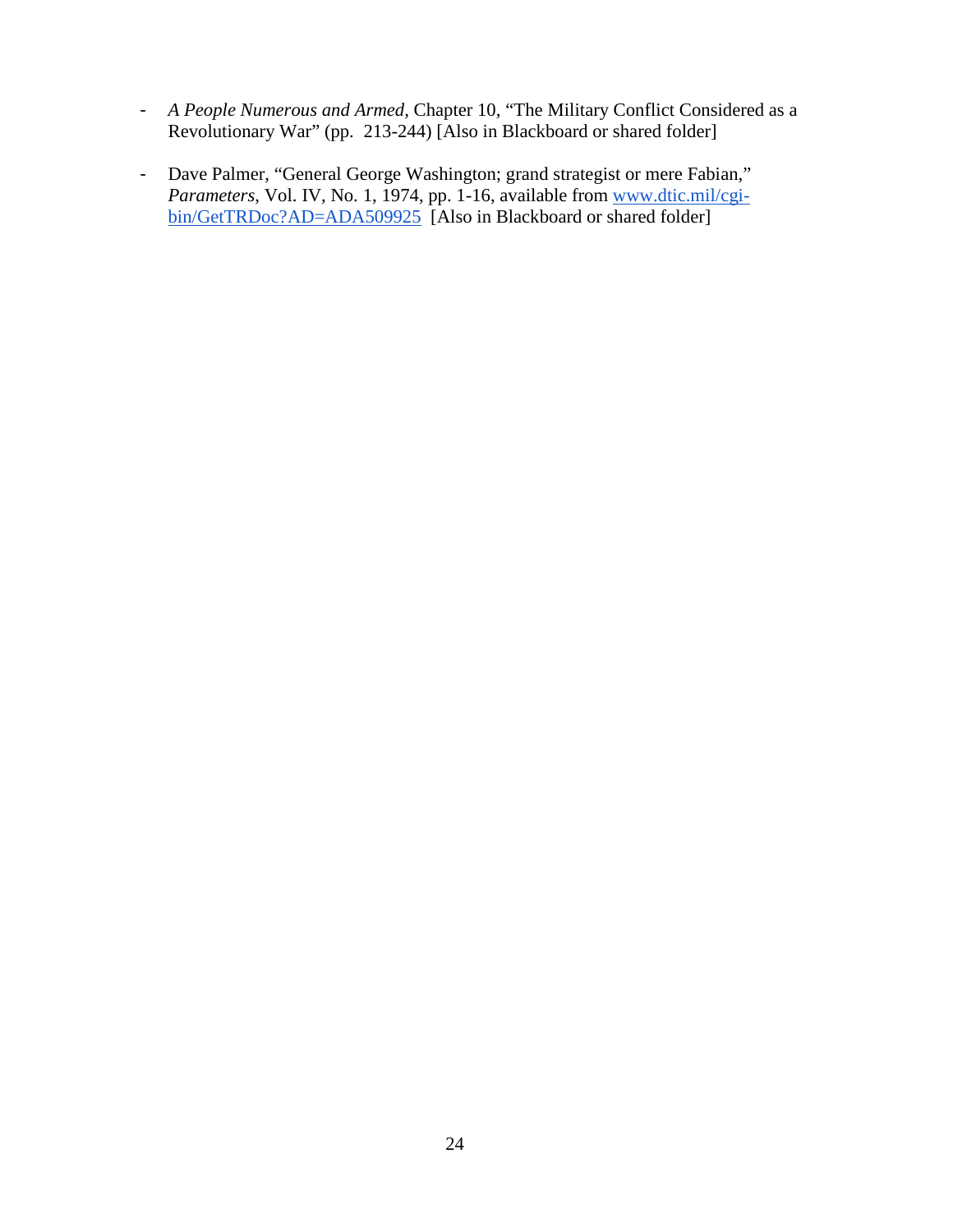- *A People Numerous and Armed*, Chapter 10, "The Military Conflict Considered as a Revolutionary War" (pp. 213-244) [Also in Blackboard or shared folder]

- Dave Palmer, "General George Washington; grand strategist or mere Fabian," *Parameters*, Vol. IV, No. 1, 1974, pp. 1-16, available from [www.dtic.mil/cgi-bin/GetTRDoc?AD=ADA509925](www.dtic.mil/cgi-bin/GetTRDoc?AD=ADA509925) [Also in Blackboard or shared folder]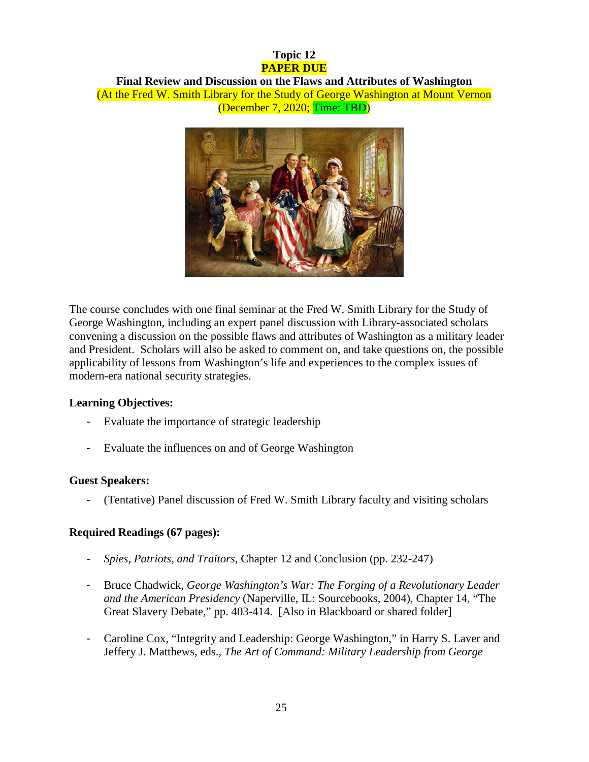**Topic 12**
**PAPER DUE**
**Final Review and Discussion on the Flaws and Attributes of Washington**
(At the Fred W. Smith Library for the Study of George Washington at Mount Vernon
(December 7, 2020; Time: TBD)

The course concludes with one final seminar at the Fred W. Smith Library for the Study of George Washington, including an expert panel discussion with Library-associated scholars convening a discussion on the possible flaws and attributes of Washington as a military leader and President. Scholars will also be asked to comment on, and take questions on, the possible applicability of lessons from Washington's life and experiences to the complex issues of modern-era national security strategies.

**Learning Objectives:**

- Evaluate the importance of strategic leadership
- Evaluate the influences on and of George Washington

**Guest Speakers:**

- (Tentative) Panel discussion of Fred W. Smith Library faculty and visiting scholars

**Required Readings (67 pages):**

- *Spies, Patriots, and Traitors,* Chapter 12 and Conclusion (pp. 232-247)
- Bruce Chadwick, *George Washington's War: The Forging of a Revolutionary Leader and the American Presidency* (Naperville, IL: Sourcebooks, 2004), Chapter 14, "The Great Slavery Debate," pp. 403-414. [Also in Blackboard or shared folder]
- Caroline Cox, "Integrity and Leadership: George Washington," in Harry S. Laver and Jeffery J. Matthews, eds., *The Art of Command: Military Leadership from George*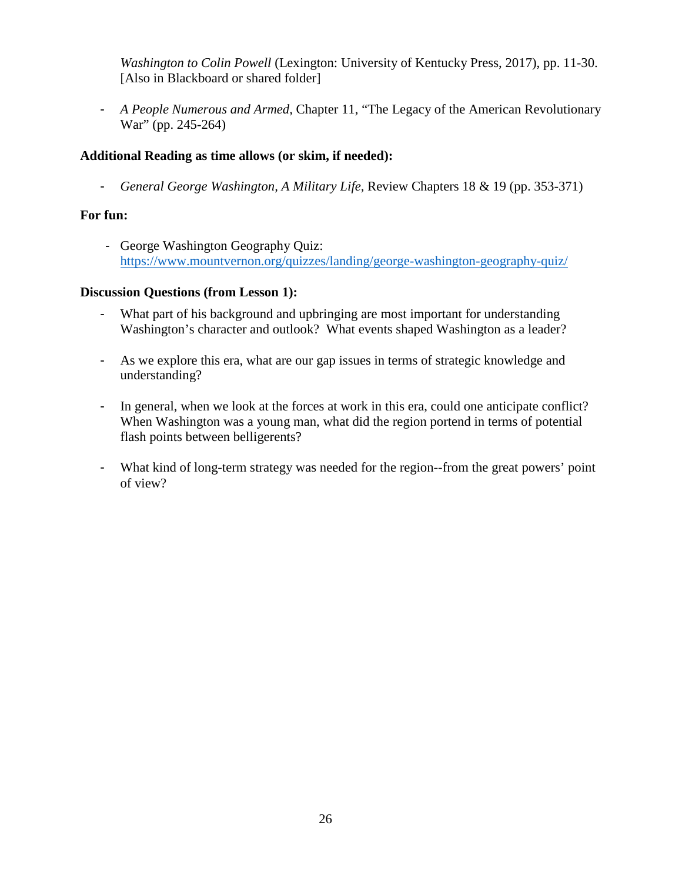*Washington to Colin Powell* (Lexington: University of Kentucky Press, 2017), pp. 11-30. [Also in Blackboard or shared folder]

- *A People Numerous and Armed,* Chapter 11, “The Legacy of the American Revolutionary War” (pp. 245-264)

**Additional Reading as time allows (or skim, if needed):**

- *General George Washington, A Military Life,* Review Chapters 18 & 19 (pp. 353-371)

**For fun:**

- George Washington Geography Quiz: [https://www.mountvernon.org/quizzes/landing/george-washington-geography-quiz/](https://www.mountvernon.org/quizzes/landing/george-washington-geography-quiz/)

**Discussion Questions (from Lesson 1):**

- What part of his background and upbringing are most important for understanding Washington’s character and outlook? What events shaped Washington as a leader?

- As we explore this era, what are our gap issues in terms of strategic knowledge and understanding?

- In general, when we look at the forces at work in this era, could one anticipate conflict? When Washington was a young man, what did the region portend in terms of potential flash points between belligerents?

- What kind of long-term strategy was needed for the region--from the great powers’ point of view?